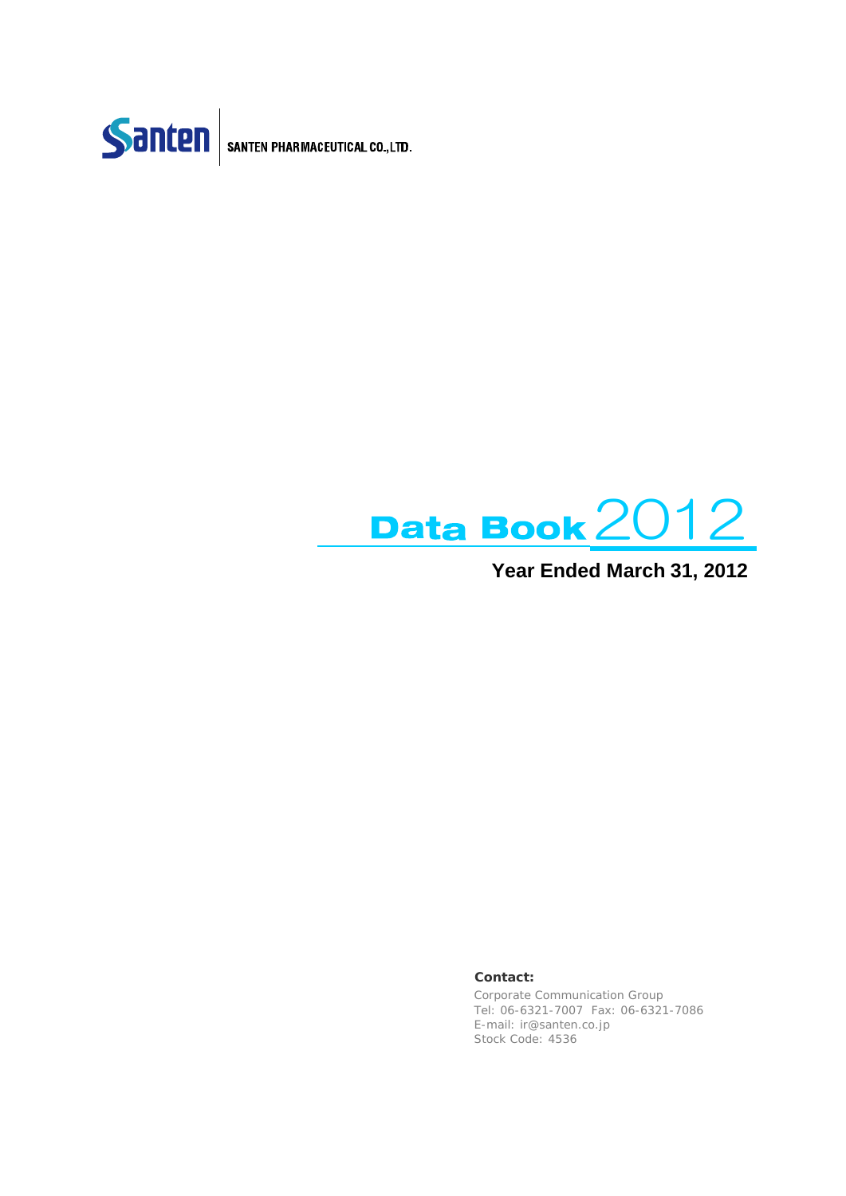Santen | SANTEN PHARMACEUTICAL CO., LTD.

# Data Book 2012

## Year Ended March 31, 2012

**Contact:**

Corporate Communication Group
Tel: 06-6321-7007 Fax: 06-6321-7086
E-mail: ir@santen.co.jp
Stock Code: 4536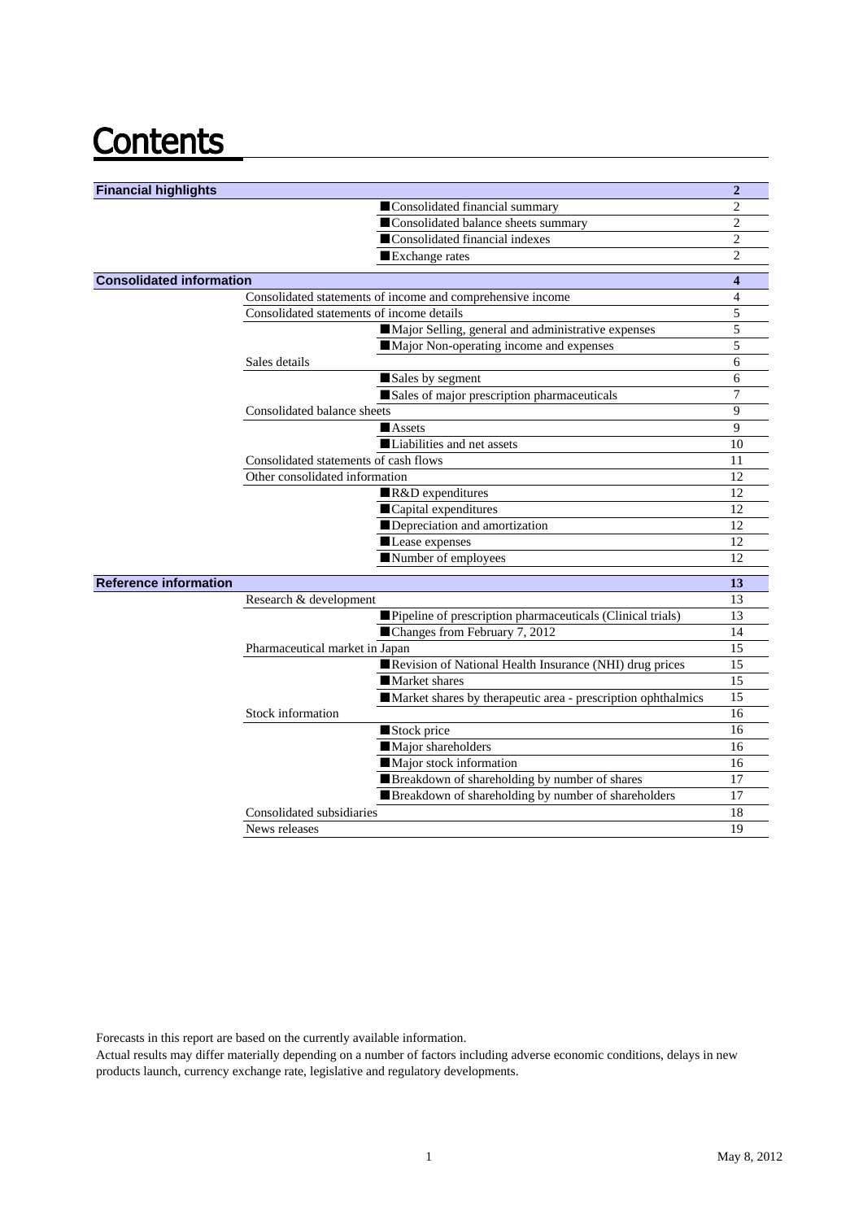# Contents

| Section | | Item | Page |
|---|---|---|---|
| **Financial highlights** | | | **2** |
| | | ■Consolidated financial summary | 2 |
| | | ■Consolidated balance sheets summary | 2 |
| | | ■Consolidated financial indexes | 2 |
| | | ■Exchange rates | 2 |
| **Consolidated information** | | | **4** |
| | Consolidated statements of income and comprehensive income | | 4 |
| | Consolidated statements of income details | | 5 |
| | | ■Major Selling, general and administrative expenses | 5 |
| | | ■Major Non-operating income and expenses | 5 |
| | Sales details | | 6 |
| | | ■Sales by segment | 6 |
| | | ■Sales of major prescription pharmaceuticals | 7 |
| | Consolidated balance sheets | | 9 |
| | | ■Assets | 9 |
| | | ■Liabilities and net assets | 10 |
| | Consolidated statements of cash flows | | 11 |
| | Other consolidated information | | 12 |
| | | ■R&D expenditures | 12 |
| | | ■Capital expenditures | 12 |
| | | ■Depreciation and amortization | 12 |
| | | ■Lease expenses | 12 |
| | | ■Number of employees | 12 |
| **Reference information** | | | **13** |
| | Research & development | | 13 |
| | | ■Pipeline of prescription pharmaceuticals (Clinical trials) | 13 |
| | | ■Changes from February 7, 2012 | 14 |
| | Pharmaceutical market in Japan | | 15 |
| | | ■Revision of National Health Insurance (NHI) drug prices | 15 |
| | | ■Market shares | 15 |
| | | ■Market shares by therapeutic area - prescription ophthalmics | 15 |
| | Stock information | | 16 |
| | | ■Stock price | 16 |
| | | ■Major shareholders | 16 |
| | | ■Major stock information | 16 |
| | | ■Breakdown of shareholding by number of shares | 17 |
| | | ■Breakdown of shareholding by number of shareholders | 17 |
| | Consolidated subsidiaries | | 18 |
| | News releases | | 19 |

Forecasts in this report are based on the currently available information.
Actual results may differ materially depending on a number of factors including adverse economic conditions, delays in new products launch, currency exchange rate, legislative and regulatory developments.

May 8, 2012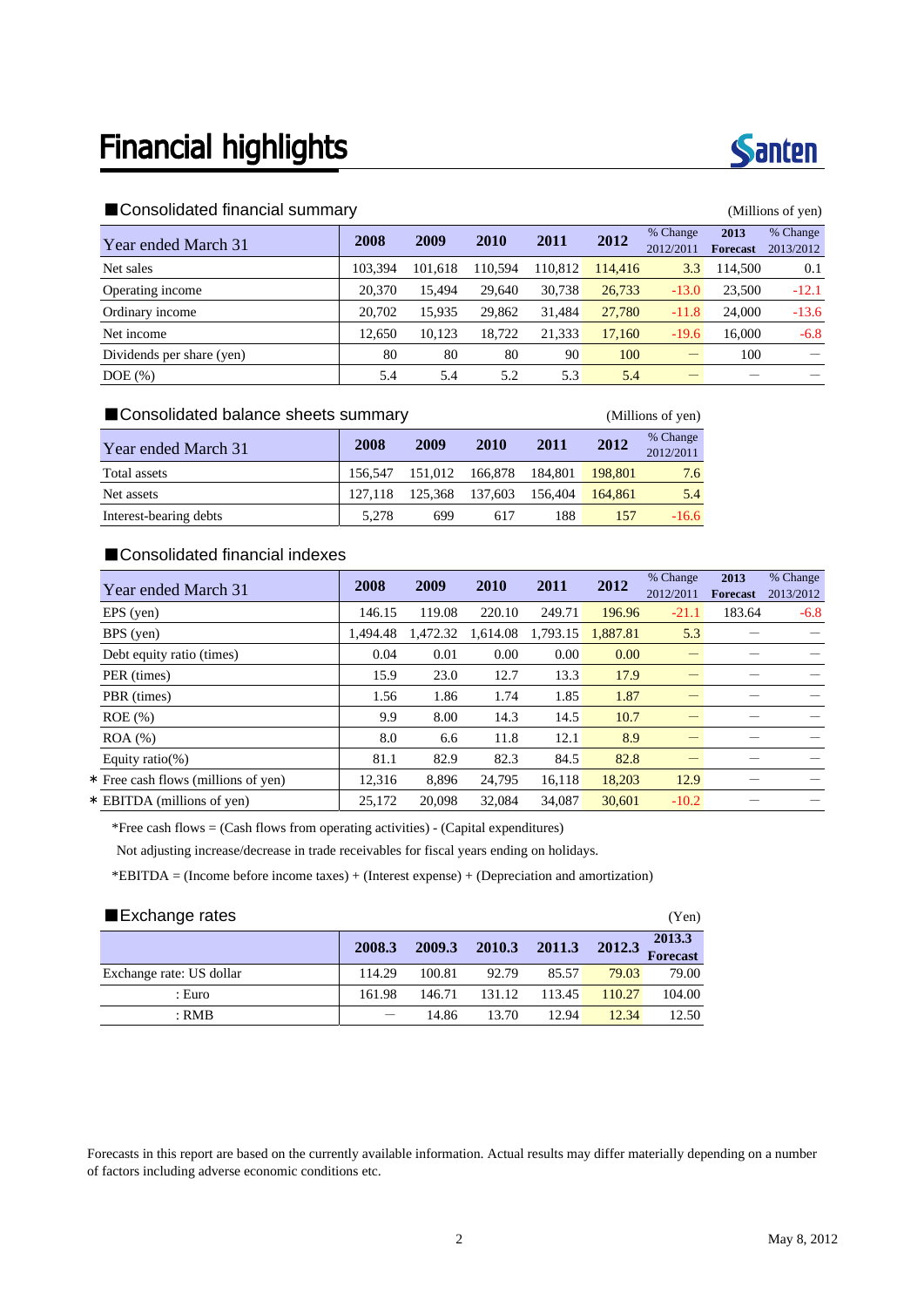# Financial highlights

## ■Consolidated financial summary

(Millions of yen)

| Year ended March 31 | 2008 | 2009 | 2010 | 2011 | 2012 | % Change 2012/2011 | 2013 Forecast | % Change 2013/2012 |
|---|---|---|---|---|---|---|---|---|
| Net sales | 103,394 | 101,618 | 110,594 | 110,812 | 114,416 | 3.3 | 114,500 | 0.1 |
| Operating income | 20,370 | 15,494 | 29,640 | 30,738 | 26,733 | -13.0 | 23,500 | -12.1 |
| Ordinary income | 20,702 | 15,935 | 29,862 | 31,484 | 27,780 | -11.8 | 24,000 | -13.6 |
| Net income | 12,650 | 10,123 | 18,722 | 21,333 | 17,160 | -19.6 | 16,000 | -6.8 |
| Dividends per share (yen) | 80 | 80 | 80 | 90 | 100 | — | 100 | — |
| DOE (%) | 5.4 | 5.4 | 5.2 | 5.3 | 5.4 | — | — | — |

## ■Consolidated balance sheets summary

(Millions of yen)

| Year ended March 31 | 2008 | 2009 | 2010 | 2011 | 2012 | % Change 2012/2011 |
|---|---|---|---|---|---|---|
| Total assets | 156,547 | 151,012 | 166,878 | 184,801 | 198,801 | 7.6 |
| Net assets | 127,118 | 125,368 | 137,603 | 156,404 | 164,861 | 5.4 |
| Interest-bearing debts | 5,278 | 699 | 617 | 188 | 157 | -16.6 |

## ■Consolidated financial indexes

| Year ended March 31 | 2008 | 2009 | 2010 | 2011 | 2012 | % Change 2012/2011 | 2013 Forecast | % Change 2013/2012 |
|---|---|---|---|---|---|---|---|---|
| EPS (yen) | 146.15 | 119.08 | 220.10 | 249.71 | 196.96 | -21.1 | 183.64 | -6.8 |
| BPS (yen) | 1,494.48 | 1,472.32 | 1,614.08 | 1,793.15 | 1,887.81 | 5.3 | — | — |
| Debt equity ratio (times) | 0.04 | 0.01 | 0.00 | 0.00 | 0.00 | — | — | — |
| PER (times) | 15.9 | 23.0 | 12.7 | 13.3 | 17.9 | — | — | — |
| PBR (times) | 1.56 | 1.86 | 1.74 | 1.85 | 1.87 | — | — | — |
| ROE (%) | 9.9 | 8.00 | 14.3 | 14.5 | 10.7 | — | — | — |
| ROA (%) | 8.0 | 6.6 | 11.8 | 12.1 | 8.9 | — | — | — |
| Equity ratio(%) | 81.1 | 82.9 | 82.3 | 84.5 | 82.8 | — | — | — |
| * Free cash flows (millions of yen) | 12,316 | 8,896 | 24,795 | 16,118 | 18,203 | 12.9 | — | — |
| * EBITDA (millions of yen) | 25,172 | 20,098 | 32,084 | 34,087 | 30,601 | -10.2 | — | — |

*Free cash flows = (Cash flows from operating activities) - (Capital expenditures)

Not adjusting increase/decrease in trade receivables for fiscal years ending on holidays.

*EBITDA = (Income before income taxes) + (Interest expense) + (Depreciation and amortization)

## ■Exchange rates

(Yen)

| | 2008.3 | 2009.3 | 2010.3 | 2011.3 | 2012.3 | 2013.3 Forecast |
|---|---|---|---|---|---|---|
| Exchange rate: US dollar | 114.29 | 100.81 | 92.79 | 85.57 | 79.03 | 79.00 |
| : Euro | 161.98 | 146.71 | 131.12 | 113.45 | 110.27 | 104.00 |
| : RMB | — | 14.86 | 13.70 | 12.94 | 12.34 | 12.50 |

Forecasts in this report are based on the currently available information. Actual results may differ materially depending on a number of factors including adverse economic conditions etc.

May 8, 2012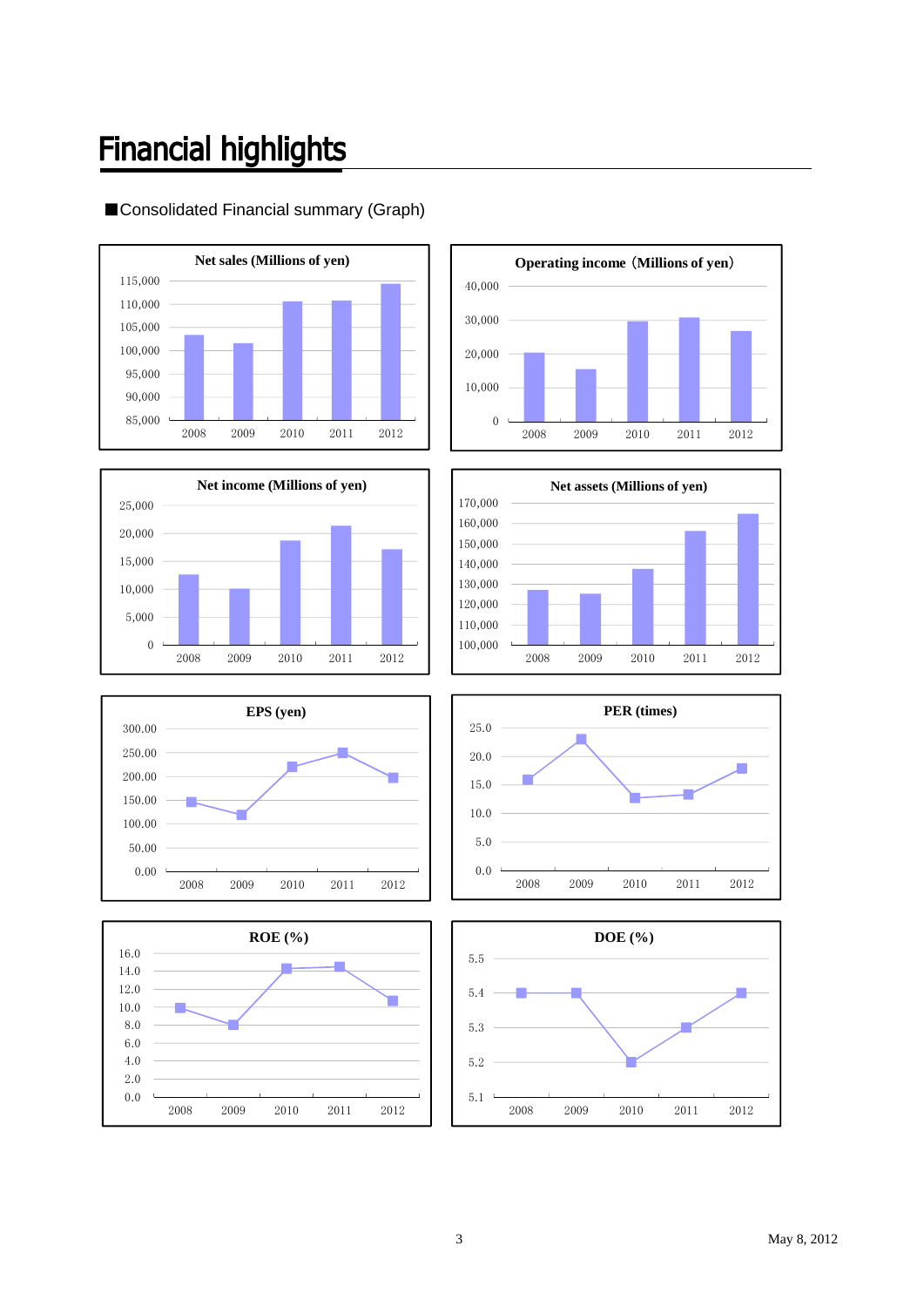# Financial highlights

■Consolidated Financial summary (Graph)

**Net sales (Millions of yen)**

2008 2009 2010 2011 2012

**Operating income（Millions of yen）**

2008 2009 2010 2011 2012

**Net income (Millions of yen)**

2008 2009 2010 2011 2012

**Net assets (Millions of yen)**

2008 2009 2010 2011 2012

**EPS (yen)**

2008 2009 2010 2011 2012

**PER (times)**

2008 2009 2010 2011 2012

**ROE (%)**

2008 2009 2010 2011 2012

**DOE (%)**

2008 2009 2010 2011 2012

May 8, 2012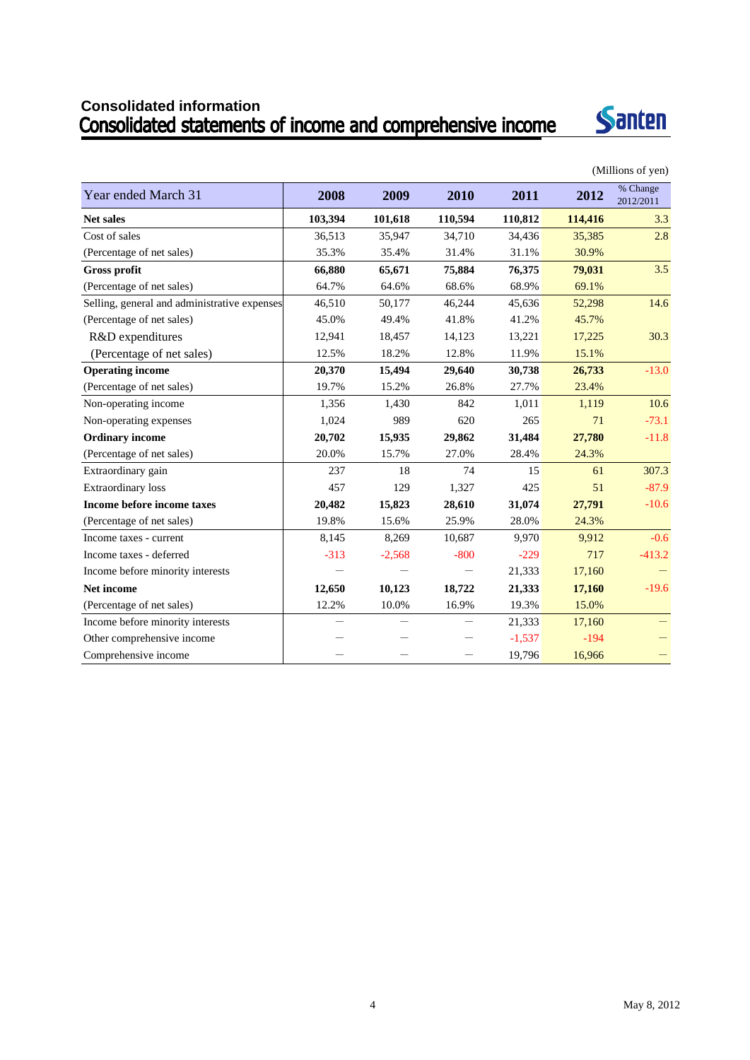## Consolidated information

# Consolidated statements of income and comprehensive income

(Millions of yen)

| Year ended March 31 | 2008 | 2009 | 2010 | 2011 | 2012 | % Change 2012/2011 |
|---|---|---|---|---|---|---|
| **Net sales** | **103,394** | **101,618** | **110,594** | **110,812** | **114,416** | 3.3 |
| Cost of sales | 36,513 | 35,947 | 34,710 | 34,436 | 35,385 | 2.8 |
| (Percentage of net sales) | 35.3% | 35.4% | 31.4% | 31.1% | 30.9% | |
| **Gross profit** | **66,880** | **65,671** | **75,884** | **76,375** | **79,031** | 3.5 |
| (Percentage of net sales) | 64.7% | 64.6% | 68.6% | 68.9% | 69.1% | |
| Selling, general and administrative expenses | 46,510 | 50,177 | 46,244 | 45,636 | 52,298 | 14.6 |
| (Percentage of net sales) | 45.0% | 49.4% | 41.8% | 41.2% | 45.7% | |
| R&D expenditures | 12,941 | 18,457 | 14,123 | 13,221 | 17,225 | 30.3 |
| (Percentage of net sales) | 12.5% | 18.2% | 12.8% | 11.9% | 15.1% | |
| **Operating income** | **20,370** | **15,494** | **29,640** | **30,738** | **26,733** | -13.0 |
| (Percentage of net sales) | 19.7% | 15.2% | 26.8% | 27.7% | 23.4% | |
| Non-operating income | 1,356 | 1,430 | 842 | 1,011 | 1,119 | 10.6 |
| Non-operating expenses | 1,024 | 989 | 620 | 265 | 71 | -73.1 |
| **Ordinary income** | **20,702** | **15,935** | **29,862** | **31,484** | **27,780** | -11.8 |
| (Percentage of net sales) | 20.0% | 15.7% | 27.0% | 28.4% | 24.3% | |
| Extraordinary gain | 237 | 18 | 74 | 15 | 61 | 307.3 |
| Extraordinary loss | 457 | 129 | 1,327 | 425 | 51 | -87.9 |
| **Income before income taxes** | **20,482** | **15,823** | **28,610** | **31,074** | **27,791** | -10.6 |
| (Percentage of net sales) | 19.8% | 15.6% | 25.9% | 28.0% | 24.3% | |
| Income taxes - current | 8,145 | 8,269 | 10,687 | 9,970 | 9,912 | -0.6 |
| Income taxes - deferred | -313 | -2,568 | -800 | -229 | 717 | -413.2 |
| Income before minority interests | — | — | — | 21,333 | 17,160 | — |
| **Net income** | **12,650** | **10,123** | **18,722** | **21,333** | **17,160** | -19.6 |
| (Percentage of net sales) | 12.2% | 10.0% | 16.9% | 19.3% | 15.0% | |
| Income before minority interests | — | — | — | 21,333 | 17,160 | — |
| Other comprehensive income | — | — | — | -1,537 | -194 | — |
| Comprehensive income | — | — | — | 19,796 | 16,966 | — |

May 8, 2012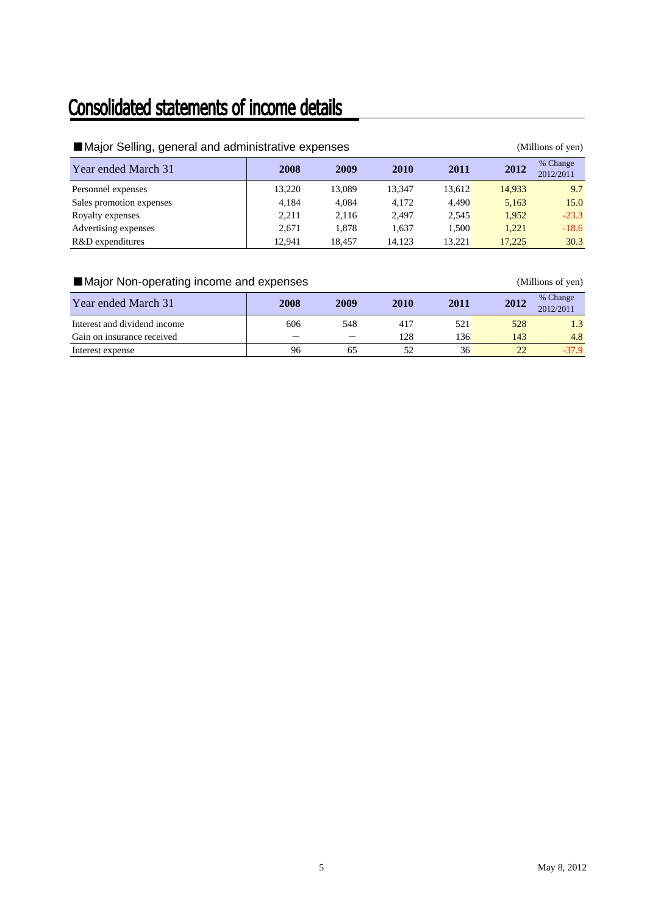# Consolidated statements of income details

■Major Selling, general and administrative expenses

(Millions of yen)

| Year ended March 31 | 2008 | 2009 | 2010 | 2011 | 2012 | % Change 2012/2011 |
|---|---|---|---|---|---|---|
| Personnel expenses | 13,220 | 13,089 | 13,347 | 13,612 | 14,933 | 9.7 |
| Sales promotion expenses | 4,184 | 4,084 | 4,172 | 4,490 | 5,163 | 15.0 |
| Royalty expenses | 2,211 | 2,116 | 2,497 | 2,545 | 1,952 | -23.3 |
| Advertising expenses | 2,671 | 1,878 | 1,637 | 1,500 | 1,221 | -18.6 |
| R&D expenditures | 12,941 | 18,457 | 14,123 | 13,221 | 17,225 | 30.3 |

■Major Non-operating income and expenses

(Millions of yen)

| Year ended March 31 | 2008 | 2009 | 2010 | 2011 | 2012 | % Change 2012/2011 |
|---|---|---|---|---|---|---|
| Interest and dividend income | 606 | 548 | 417 | 521 | 528 | 1.3 |
| Gain on insurance received | — | — | 128 | 136 | 143 | 4.8 |
| Interest expense | 96 | 65 | 52 | 36 | 22 | -37.9 |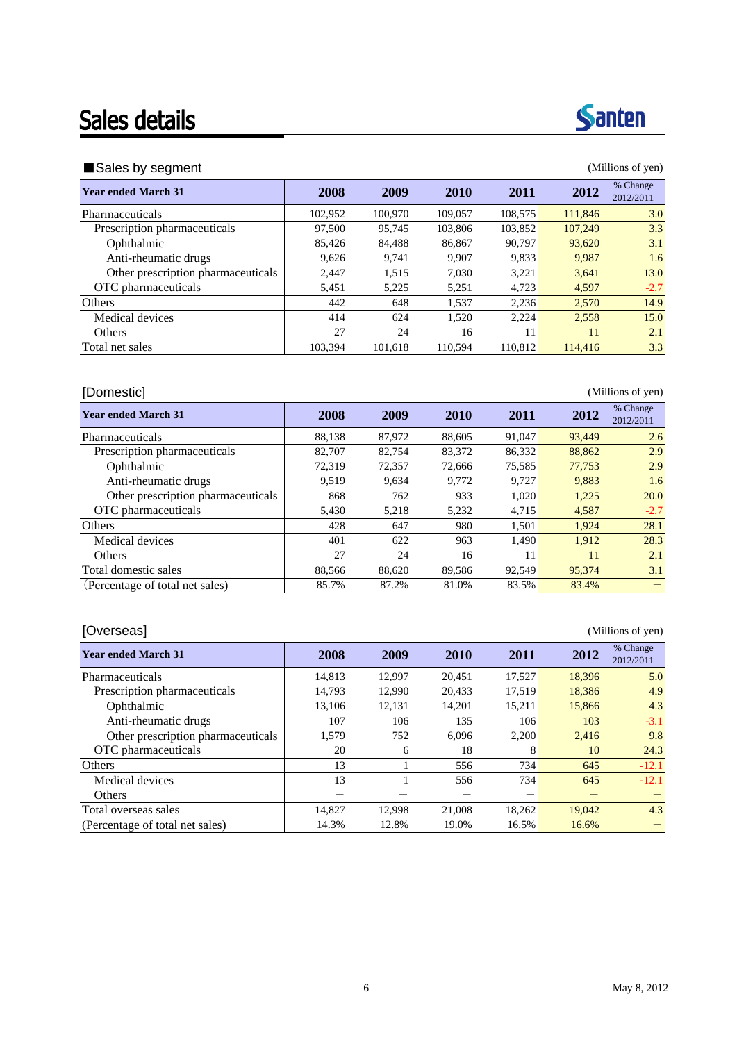# Sales details

Santen

## ■Sales by segment

(Millions of yen)

| Year ended March 31 | 2008 | 2009 | 2010 | 2011 | 2012 | % Change 2012/2011 |
|---|---|---|---|---|---|---|
| Pharmaceuticals | 102,952 | 100,970 | 109,057 | 108,575 | 111,846 | 3.0 |
| Prescription pharmaceuticals | 97,500 | 95,745 | 103,806 | 103,852 | 107,249 | 3.3 |
| Ophthalmic | 85,426 | 84,488 | 86,867 | 90,797 | 93,620 | 3.1 |
| Anti-rheumatic drugs | 9,626 | 9,741 | 9,907 | 9,833 | 9,987 | 1.6 |
| Other prescription pharmaceuticals | 2,447 | 1,515 | 7,030 | 3,221 | 3,641 | 13.0 |
| OTC pharmaceuticals | 5,451 | 5,225 | 5,251 | 4,723 | 4,597 | -2.7 |
| Others | 442 | 648 | 1,537 | 2,236 | 2,570 | 14.9 |
| Medical devices | 414 | 624 | 1,520 | 2,224 | 2,558 | 15.0 |
| Others | 27 | 24 | 16 | 11 | 11 | 2.1 |
| Total net sales | 103,394 | 101,618 | 110,594 | 110,812 | 114,416 | 3.3 |

## [Domestic]

(Millions of yen)

| Year ended March 31 | 2008 | 2009 | 2010 | 2011 | 2012 | % Change 2012/2011 |
|---|---|---|---|---|---|---|
| Pharmaceuticals | 88,138 | 87,972 | 88,605 | 91,047 | 93,449 | 2.6 |
| Prescription pharmaceuticals | 82,707 | 82,754 | 83,372 | 86,332 | 88,862 | 2.9 |
| Ophthalmic | 72,319 | 72,357 | 72,666 | 75,585 | 77,753 | 2.9 |
| Anti-rheumatic drugs | 9,519 | 9,634 | 9,772 | 9,727 | 9,883 | 1.6 |
| Other prescription pharmaceuticals | 868 | 762 | 933 | 1,020 | 1,225 | 20.0 |
| OTC pharmaceuticals | 5,430 | 5,218 | 5,232 | 4,715 | 4,587 | -2.7 |
| Others | 428 | 647 | 980 | 1,501 | 1,924 | 28.1 |
| Medical devices | 401 | 622 | 963 | 1,490 | 1,912 | 28.3 |
| Others | 27 | 24 | 16 | 11 | 11 | 2.1 |
| Total domestic sales | 88,566 | 88,620 | 89,586 | 92,549 | 95,374 | 3.1 |
| (Percentage of total net sales) | 85.7% | 87.2% | 81.0% | 83.5% | 83.4% | — |

## [Overseas]

(Millions of yen)

| Year ended March 31 | 2008 | 2009 | 2010 | 2011 | 2012 | % Change 2012/2011 |
|---|---|---|---|---|---|---|
| Pharmaceuticals | 14,813 | 12,997 | 20,451 | 17,527 | 18,396 | 5.0 |
| Prescription pharmaceuticals | 14,793 | 12,990 | 20,433 | 17,519 | 18,386 | 4.9 |
| Ophthalmic | 13,106 | 12,131 | 14,201 | 15,211 | 15,866 | 4.3 |
| Anti-rheumatic drugs | 107 | 106 | 135 | 106 | 103 | -3.1 |
| Other prescription pharmaceuticals | 1,579 | 752 | 6,096 | 2,200 | 2,416 | 9.8 |
| OTC pharmaceuticals | 20 | 6 | 18 | 8 | 10 | 24.3 |
| Others | 13 | 1 | 556 | 734 | 645 | -12.1 |
| Medical devices | 13 | 1 | 556 | 734 | 645 | -12.1 |
| Others | — | — | — | — | — | — |
| Total overseas sales | 14,827 | 12,998 | 21,008 | 18,262 | 19,042 | 4.3 |
| (Percentage of total net sales) | 14.3% | 12.8% | 19.0% | 16.5% | 16.6% | — |

May 8, 2012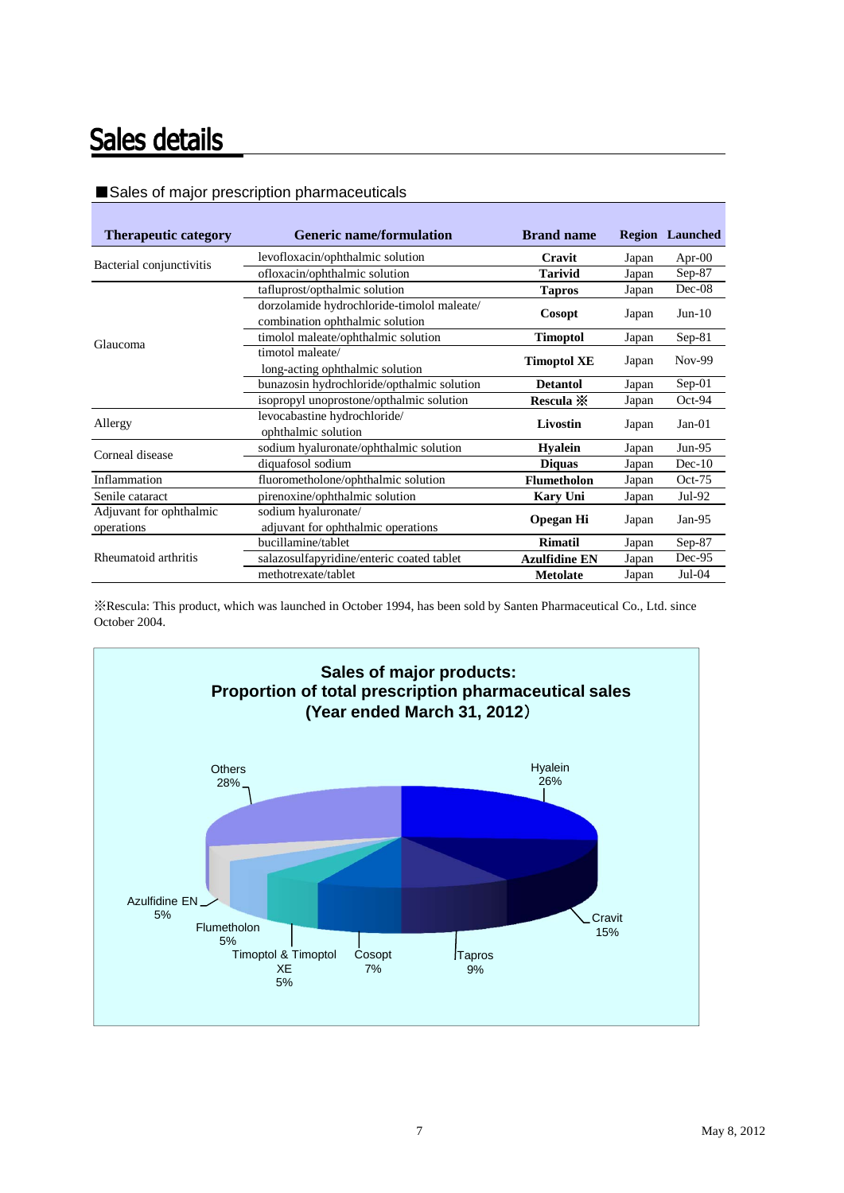# Sales details

■Sales of major prescription pharmaceuticals

| Therapeutic category | Generic name/formulation | Brand name | Region | Launched |
|---|---|---|---|---|
| Bacterial conjunctivitis | levofloxacin/ophthalmic solution | **Cravit** | Japan | Apr-00 |
| | ofloxacin/ophthalmic solution | **Tarivid** | Japan | Sep-87 |
| Glaucoma | tafluprost/opthalmic solution | **Tapros** | Japan | Dec-08 |
| | dorzolamide hydrochloride-timolol maleate/ combination ophthalmic solution | **Cosopt** | Japan | Jun-10 |
| | timolol maleate/ophthalmic solution | **Timoptol** | Japan | Sep-81 |
| | timotol maleate/ long-acting ophthalmic solution | **Timoptol XE** | Japan | Nov-99 |
| | bunazosin hydrochloride/opthalmic solution | **Detantol** | Japan | Sep-01 |
| | isopropyl unoprostone/opthalmic solution | **Rescula ※** | Japan | Oct-94 |
| Allergy | levocabastine hydrochloride/ ophthalmic solution | **Livostin** | Japan | Jan-01 |
| Corneal disease | sodium hyaluronate/ophthalmic solution | **Hyalein** | Japan | Jun-95 |
| | diquafosol sodium | **Diquas** | Japan | Dec-10 |
| Inflammation | fluorometholone/ophthalmic solution | **Flumetholon** | Japan | Oct-75 |
| Senile cataract | pirenoxine/ophthalmic solution | **Kary Uni** | Japan | Jul-92 |
| Adjuvant for ophthalmic operations | sodium hyaluronate/ adjuvant for ophthalmic operations | **Opegan Hi** | Japan | Jan-95 |
| Rheumatoid arthritis | bucillamine/tablet | **Rimatil** | Japan | Sep-87 |
| | salazosulfapyridine/enteric coated tablet | **Azulfidine EN** | Japan | Dec-95 |
| | methotrexate/tablet | **Metolate** | Japan | Jul-04 |

※Rescula: This product, which was launched in October 1994, has been sold by Santen Pharmaceutical Co., Ltd. since October 2004.

**Sales of major products: Proportion of total prescription pharmaceutical sales (Year ended March 31, 2012)**

| Product | Proportion |
|---|---|
| Hyalein | 26% |
| Cravit | 15% |
| Tapros | 9% |
| Cosopt | 7% |
| Timoptol & Timoptol XE | 5% |
| Flumetholon | 5% |
| Azulfidine EN | 5% |
| Others | 28% |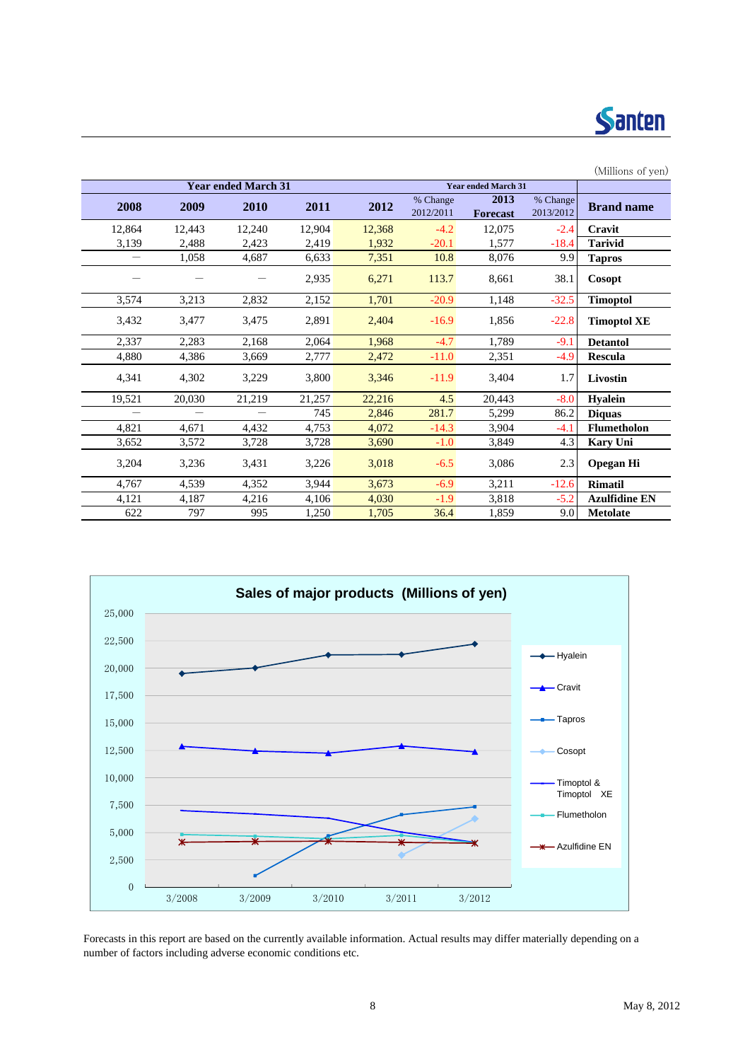(Millions of yen)

| Year ended March 31 | | | | | | Year ended March 31 | | |
|---|---|---|---|---|---|---|---|---|
| 2008 | 2009 | 2010 | 2011 | 2012 | % Change 2012/2011 | 2013 Forecast | % Change 2013/2012 | Brand name |
| 12,864 | 12,443 | 12,240 | 12,904 | 12,368 | -4.2 | 12,075 | -2.4 | **Cravit** |
| 3,139 | 2,488 | 2,423 | 2,419 | 1,932 | -20.1 | 1,577 | -18.4 | **Tarivid** |
| — | 1,058 | 4,687 | 6,633 | 7,351 | 10.8 | 8,076 | 9.9 | **Tapros** |
| — | — | — | 2,935 | 6,271 | 113.7 | 8,661 | 38.1 | **Cosopt** |
| 3,574 | 3,213 | 2,832 | 2,152 | 1,701 | -20.9 | 1,148 | -32.5 | **Timoptol** |
| 3,432 | 3,477 | 3,475 | 2,891 | 2,404 | -16.9 | 1,856 | -22.8 | **Timoptol XE** |
| 2,337 | 2,283 | 2,168 | 2,064 | 1,968 | -4.7 | 1,789 | -9.1 | **Detantol** |
| 4,880 | 4,386 | 3,669 | 2,777 | 2,472 | -11.0 | 2,351 | -4.9 | **Rescula** |
| 4,341 | 4,302 | 3,229 | 3,800 | 3,346 | -11.9 | 3,404 | 1.7 | **Livostin** |
| 19,521 | 20,030 | 21,219 | 21,257 | 22,216 | 4.5 | 20,443 | -8.0 | **Hyalein** |
| — | — | — | 745 | 2,846 | 281.7 | 5,299 | 86.2 | **Diquas** |
| 4,821 | 4,671 | 4,432 | 4,753 | 4,072 | -14.3 | 3,904 | -4.1 | **Flumetholon** |
| 3,652 | 3,572 | 3,728 | 3,728 | 3,690 | -1.0 | 3,849 | 4.3 | **Kary Uni** |
| 3,204 | 3,236 | 3,431 | 3,226 | 3,018 | -6.5 | 3,086 | 2.3 | **Opegan Hi** |
| 4,767 | 4,539 | 4,352 | 3,944 | 3,673 | -6.9 | 3,211 | -12.6 | **Rimatil** |
| 4,121 | 4,187 | 4,216 | 4,106 | 4,030 | -1.9 | 3,818 | -5.2 | **Azulfidine EN** |
| 622 | 797 | 995 | 1,250 | 1,705 | 36.4 | 1,859 | 9.0 | **Metolate** |

**Sales of major products (Millions of yen)**

Forecasts in this report are based on the currently available information. Actual results may differ materially depending on a number of factors including adverse economic conditions etc.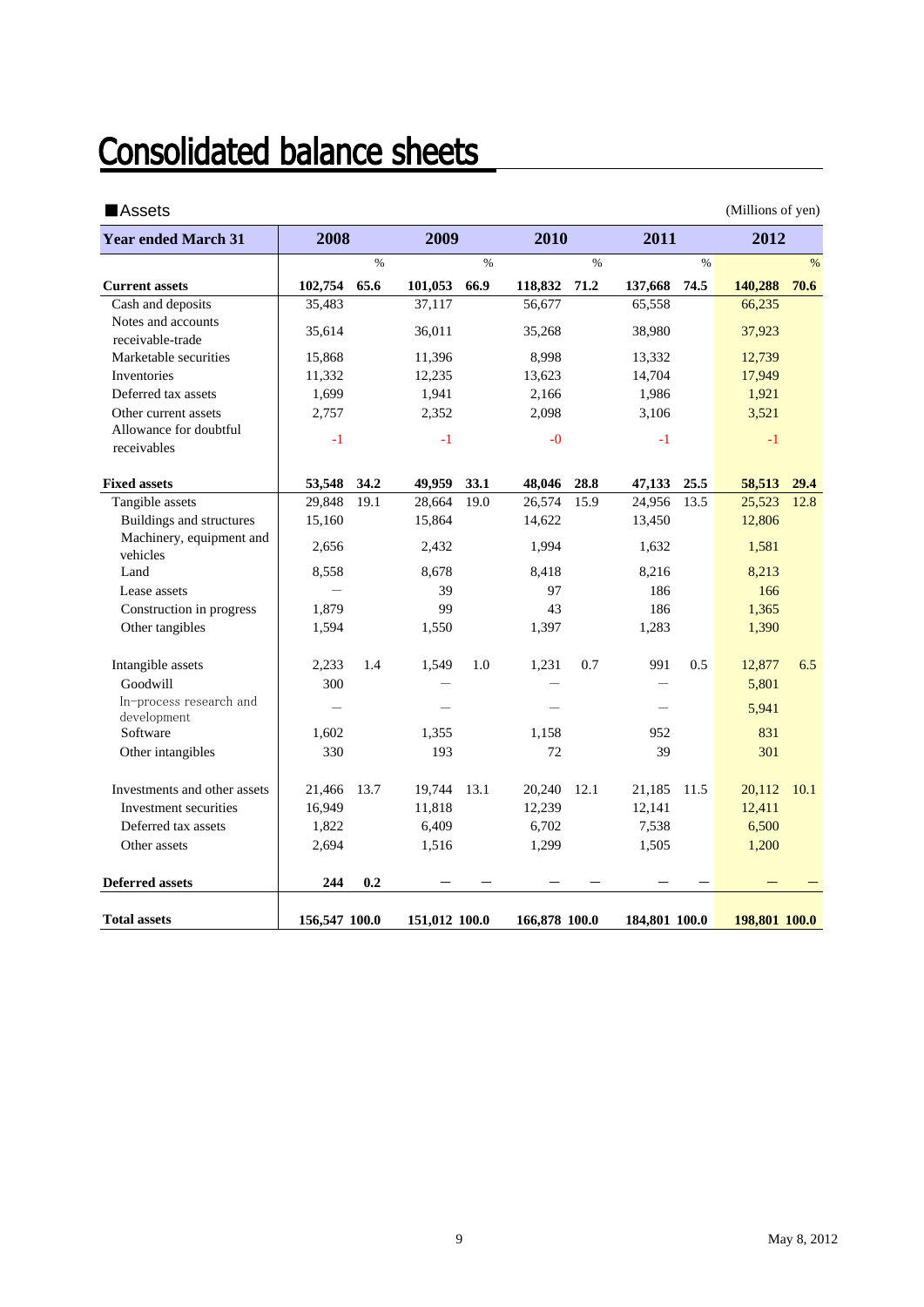# Consolidated balance sheets

## ■Assets

(Millions of yen)

| Year ended March 31 | 2008 | | 2009 | | 2010 | | 2011 | | 2012 | |
|---|---|---|---|---|---|---|---|---|---|---|
| | | % | | % | | % | | % | | % |
| **Current assets** | **102,754** | **65.6** | **101,053** | **66.9** | **118,832** | **71.2** | **137,668** | **74.5** | **140,288** | **70.6** |
| Cash and deposits | 35,483 | | 37,117 | | 56,677 | | 65,558 | | 66,235 | |
| Notes and accounts receivable-trade | 35,614 | | 36,011 | | 35,268 | | 38,980 | | 37,923 | |
| Marketable securities | 15,868 | | 11,396 | | 8,998 | | 13,332 | | 12,739 | |
| Inventories | 11,332 | | 12,235 | | 13,623 | | 14,704 | | 17,949 | |
| Deferred tax assets | 1,699 | | 1,941 | | 2,166 | | 1,986 | | 1,921 | |
| Other current assets | 2,757 | | 2,352 | | 2,098 | | 3,106 | | 3,521 | |
| Allowance for doubtful receivables | -1 | | -1 | | -0 | | -1 | | -1 | |
| **Fixed assets** | **53,548** | **34.2** | **49,959** | **33.1** | **48,046** | **28.8** | **47,133** | **25.5** | **58,513** | **29.4** |
| Tangible assets | 29,848 | 19.1 | 28,664 | 19.0 | 26,574 | 15.9 | 24,956 | 13.5 | 25,523 | 12.8 |
| Buildings and structures | 15,160 | | 15,864 | | 14,622 | | 13,450 | | 12,806 | |
| Machinery, equipment and vehicles | 2,656 | | 2,432 | | 1,994 | | 1,632 | | 1,581 | |
| Land | 8,558 | | 8,678 | | 8,418 | | 8,216 | | 8,213 | |
| Lease assets | — | | 39 | | 97 | | 186 | | 166 | |
| Construction in progress | 1,879 | | 99 | | 43 | | 186 | | 1,365 | |
| Other tangibles | 1,594 | | 1,550 | | 1,397 | | 1,283 | | 1,390 | |
| Intangible assets | 2,233 | 1.4 | 1,549 | 1.0 | 1,231 | 0.7 | 991 | 0.5 | 12,877 | 6.5 |
| Goodwill | 300 | | — | | — | | — | | 5,801 | |
| In-process research and development | — | | — | | — | | — | | 5,941 | |
| Software | 1,602 | | 1,355 | | 1,158 | | 952 | | 831 | |
| Other intangibles | 330 | | 193 | | 72 | | 39 | | 301 | |
| Investments and other assets | 21,466 | 13.7 | 19,744 | 13.1 | 20,240 | 12.1 | 21,185 | 11.5 | 20,112 | 10.1 |
| Investment securities | 16,949 | | 11,818 | | 12,239 | | 12,141 | | 12,411 | |
| Deferred tax assets | 1,822 | | 6,409 | | 6,702 | | 7,538 | | 6,500 | |
| Other assets | 2,694 | | 1,516 | | 1,299 | | 1,505 | | 1,200 | |
| **Deferred assets** | **244** | **0.2** | **—** | **—** | **—** | **—** | **—** | **—** | **—** | **—** |
| **Total assets** | **156,547** | **100.0** | **151,012** | **100.0** | **166,878** | **100.0** | **184,801** | **100.0** | **198,801** | **100.0** |

May 8, 2012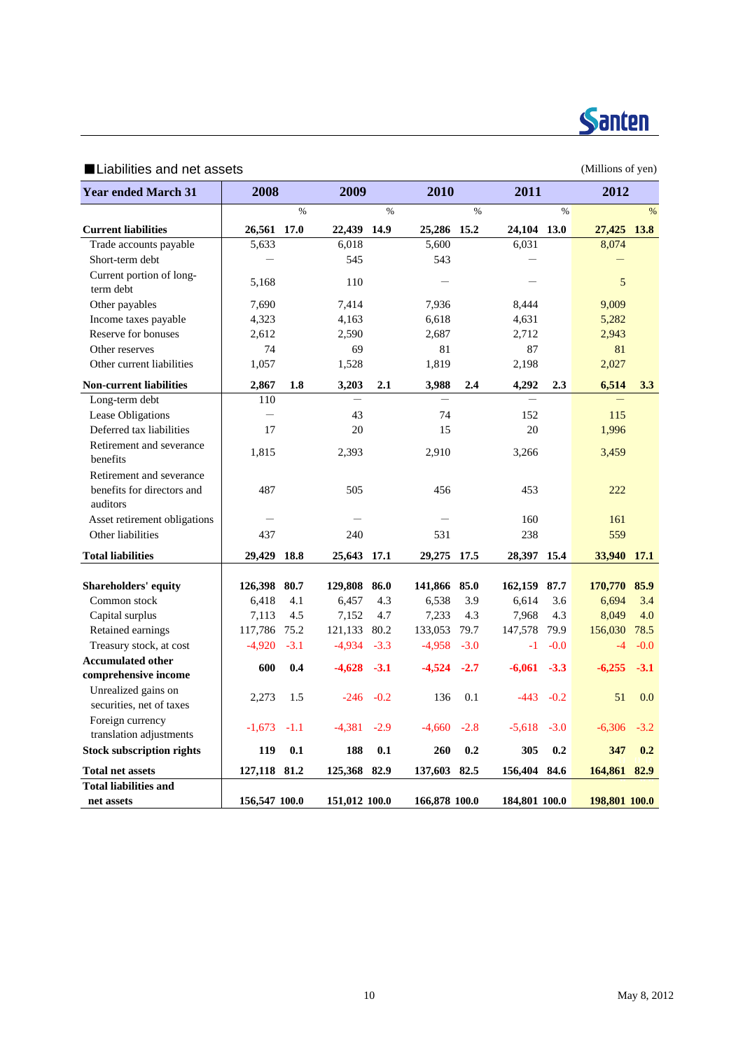## ■Liabilities and net assets

(Millions of yen)

| Year ended March 31 | 2008 | | 2009 | | 2010 | | 2011 | | 2012 | |
|---|---|---|---|---|---|---|---|---|---|---|
| | | % | | % | | % | | % | | % |
| **Current liabilities** | **26,561** | **17.0** | **22,439** | **14.9** | **25,286** | **15.2** | **24,104** | **13.0** | **27,425** | **13.8** |
| Trade accounts payable | 5,633 | | 6,018 | | 5,600 | | 6,031 | | 8,074 | |
| Short-term debt | — | | 545 | | 543 | | — | | — | |
| Current portion of long-term debt | 5,168 | | 110 | | — | | — | | 5 | |
| Other payables | 7,690 | | 7,414 | | 7,936 | | 8,444 | | 9,009 | |
| Income taxes payable | 4,323 | | 4,163 | | 6,618 | | 4,631 | | 5,282 | |
| Reserve for bonuses | 2,612 | | 2,590 | | 2,687 | | 2,712 | | 2,943 | |
| Other reserves | 74 | | 69 | | 81 | | 87 | | 81 | |
| Other current liabilities | 1,057 | | 1,528 | | 1,819 | | 2,198 | | 2,027 | |
| **Non-current liabilities** | **2,867** | **1.8** | **3,203** | **2.1** | **3,988** | **2.4** | **4,292** | **2.3** | **6,514** | **3.3** |
| Long-term debt | 110 | | — | | — | | — | | — | |
| Lease Obligations | — | | 43 | | 74 | | 152 | | 115 | |
| Deferred tax liabilities | 17 | | 20 | | 15 | | 20 | | 1,996 | |
| Retirement and severance benefits | 1,815 | | 2,393 | | 2,910 | | 3,266 | | 3,459 | |
| Retirement and severance benefits for directors and auditors | 487 | | 505 | | 456 | | 453 | | 222 | |
| Asset retirement obligations | — | | — | | — | | 160 | | 161 | |
| Other liabilities | 437 | | 240 | | 531 | | 238 | | 559 | |
| **Total liabilities** | **29,429** | **18.8** | **25,643** | **17.1** | **29,275** | **17.5** | **28,397** | **15.4** | **33,940** | **17.1** |
| **Shareholders' equity** | **126,398** | **80.7** | **129,808** | **86.0** | **141,866** | **85.0** | **162,159** | **87.7** | **170,770** | **85.9** |
| Common stock | 6,418 | 4.1 | 6,457 | 4.3 | 6,538 | 3.9 | 6,614 | 3.6 | 6,694 | 3.4 |
| Capital surplus | 7,113 | 4.5 | 7,152 | 4.7 | 7,233 | 4.3 | 7,968 | 4.3 | 8,049 | 4.0 |
| Retained earnings | 117,786 | 75.2 | 121,133 | 80.2 | 133,053 | 79.7 | 147,578 | 79.9 | 156,030 | 78.5 |
| Treasury stock, at cost | -4,920 | -3.1 | -4,934 | -3.3 | -4,958 | -3.0 | -1 | -0.0 | -4 | -0.0 |
| **Accumulated other comprehensive income** | **600** | **0.4** | **-4,628** | **-3.1** | **-4,524** | **-2.7** | **-6,061** | **-3.3** | **-6,255** | **-3.1** |
| Unrealized gains on securities, net of taxes | 2,273 | 1.5 | -246 | -0.2 | 136 | 0.1 | -443 | -0.2 | 51 | 0.0 |
| Foreign currency translation adjustments | -1,673 | -1.1 | -4,381 | -2.9 | -4,660 | -2.8 | -5,618 | -3.0 | -6,306 | -3.2 |
| **Stock subscription rights** | **119** | **0.1** | **188** | **0.1** | **260** | **0.2** | **305** | **0.2** | **347** | **0.2** |
| **Total net assets** | **127,118** | **81.2** | **125,368** | **82.9** | **137,603** | **82.5** | **156,404** | **84.6** | **164,861** | **82.9** |
| **Total liabilities and net assets** | **156,547** | **100.0** | **151,012** | **100.0** | **166,878** | **100.0** | **184,801** | **100.0** | **198,801** | **100.0** |

May 8, 2012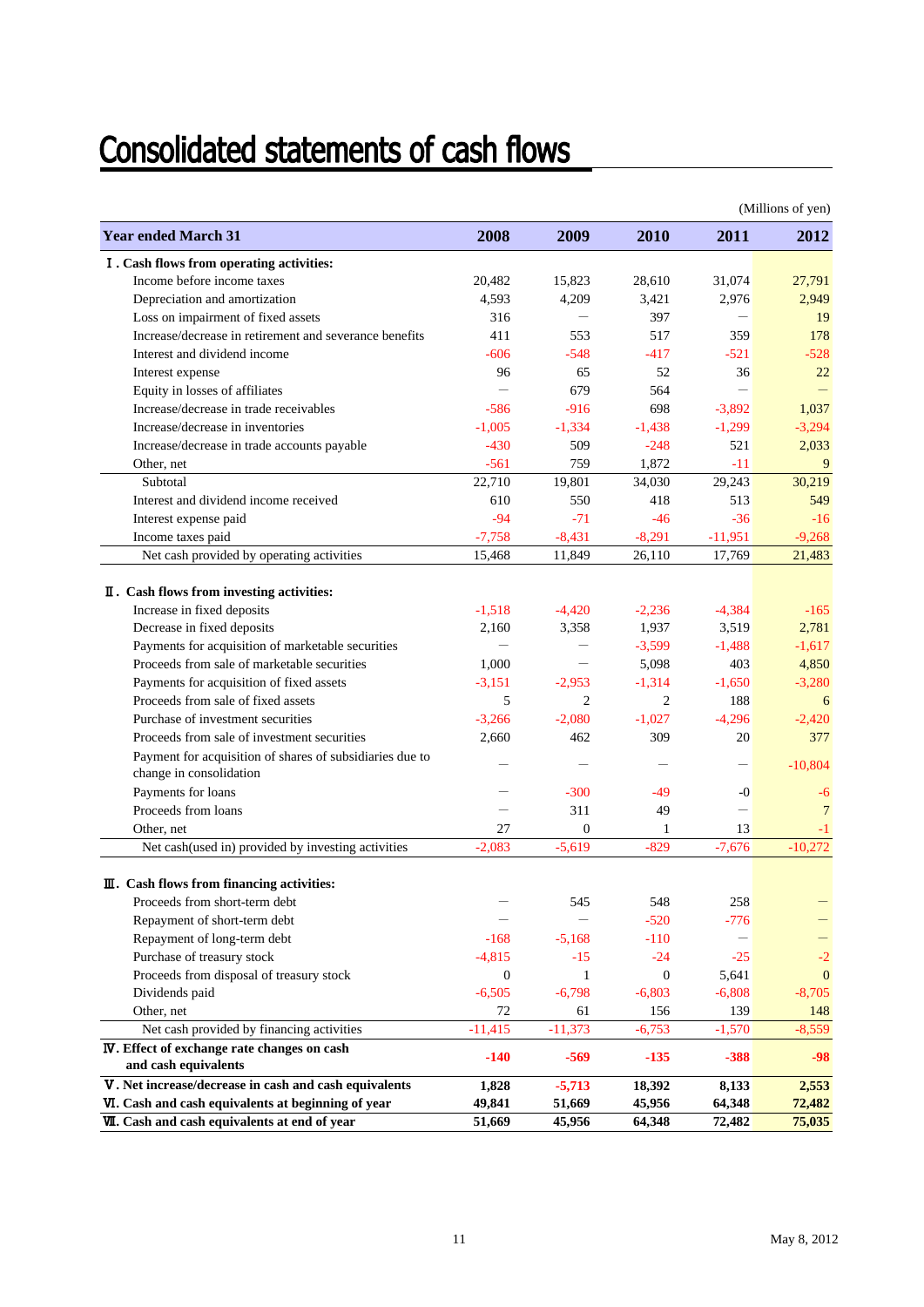# Consolidated statements of cash flows

(Millions of yen)

| Year ended March 31 | 2008 | 2009 | 2010 | 2011 | 2012 |
|---|---|---|---|---|---|
| **Ⅰ. Cash flows from operating activities:** | | | | | |
| Income before income taxes | 20,482 | 15,823 | 28,610 | 31,074 | 27,791 |
| Depreciation and amortization | 4,593 | 4,209 | 3,421 | 2,976 | 2,949 |
| Loss on impairment of fixed assets | 316 | — | 397 | — | 19 |
| Increase/decrease in retirement and severance benefits | 411 | 553 | 517 | 359 | 178 |
| Interest and dividend income | -606 | -548 | -417 | -521 | -528 |
| Interest expense | 96 | 65 | 52 | 36 | 22 |
| Equity in losses of affiliates | — | 679 | 564 | — | — |
| Increase/decrease in trade receivables | -586 | -916 | 698 | -3,892 | 1,037 |
| Increase/decrease in inventories | -1,005 | -1,334 | -1,438 | -1,299 | -3,294 |
| Increase/decrease in trade accounts payable | -430 | 509 | -248 | 521 | 2,033 |
| Other, net | -561 | 759 | 1,872 | -11 | 9 |
| Subtotal | 22,710 | 19,801 | 34,030 | 29,243 | 30,219 |
| Interest and dividend income received | 610 | 550 | 418 | 513 | 549 |
| Interest expense paid | -94 | -71 | -46 | -36 | -16 |
| Income taxes paid | -7,758 | -8,431 | -8,291 | -11,951 | -9,268 |
| Net cash provided by operating activities | 15,468 | 11,849 | 26,110 | 17,769 | 21,483 |
| **Ⅱ. Cash flows from investing activities:** | | | | | |
| Increase in fixed deposits | -1,518 | -4,420 | -2,236 | -4,384 | -165 |
| Decrease in fixed deposits | 2,160 | 3,358 | 1,937 | 3,519 | 2,781 |
| Payments for acquisition of marketable securities | — | — | -3,599 | -1,488 | -1,617 |
| Proceeds from sale of marketable securities | 1,000 | — | 5,098 | 403 | 4,850 |
| Payments for acquisition of fixed assets | -3,151 | -2,953 | -1,314 | -1,650 | -3,280 |
| Proceeds from sale of fixed assets | 5 | 2 | 2 | 188 | 6 |
| Purchase of investment securities | -3,266 | -2,080 | -1,027 | -4,296 | -2,420 |
| Proceeds from sale of investment securities | 2,660 | 462 | 309 | 20 | 377 |
| Payment for acquisition of shares of subsidiaries due to change in consolidation | — | — | — | — | -10,804 |
| Payments for loans | — | -300 | -49 | -0 | -6 |
| Proceeds from loans | — | 311 | 49 | — | 7 |
| Other, net | 27 | 0 | 1 | 13 | -1 |
| Net cash(used in) provided by investing activities | -2,083 | -5,619 | -829 | -7,676 | -10,272 |
| **Ⅲ. Cash flows from financing activities:** | | | | | |
| Proceeds from short-term debt | — | 545 | 548 | 258 | — |
| Repayment of short-term debt | — | — | -520 | -776 | — |
| Repayment of long-term debt | -168 | -5,168 | -110 | — | — |
| Purchase of treasury stock | -4,815 | -15 | -24 | -25 | -2 |
| Proceeds from disposal of treasury stock | 0 | 1 | 0 | 5,641 | 0 |
| Dividends paid | -6,505 | -6,798 | -6,803 | -6,808 | -8,705 |
| Other, net | 72 | 61 | 156 | 139 | 148 |
| Net cash provided by financing activities | -11,415 | -11,373 | -6,753 | -1,570 | -8,559 |
| **Ⅳ. Effect of exchange rate changes on cash and cash equivalents** | **-140** | **-569** | **-135** | **-388** | **-98** |
| **Ⅴ. Net increase/decrease in cash and cash equivalents** | **1,828** | **-5,713** | **18,392** | **8,133** | **2,553** |
| **Ⅵ. Cash and cash equivalents at beginning of year** | **49,841** | **51,669** | **45,956** | **64,348** | **72,482** |
| **Ⅶ. Cash and cash equivalents at end of year** | **51,669** | **45,956** | **64,348** | **72,482** | **75,035** |

May 8, 2012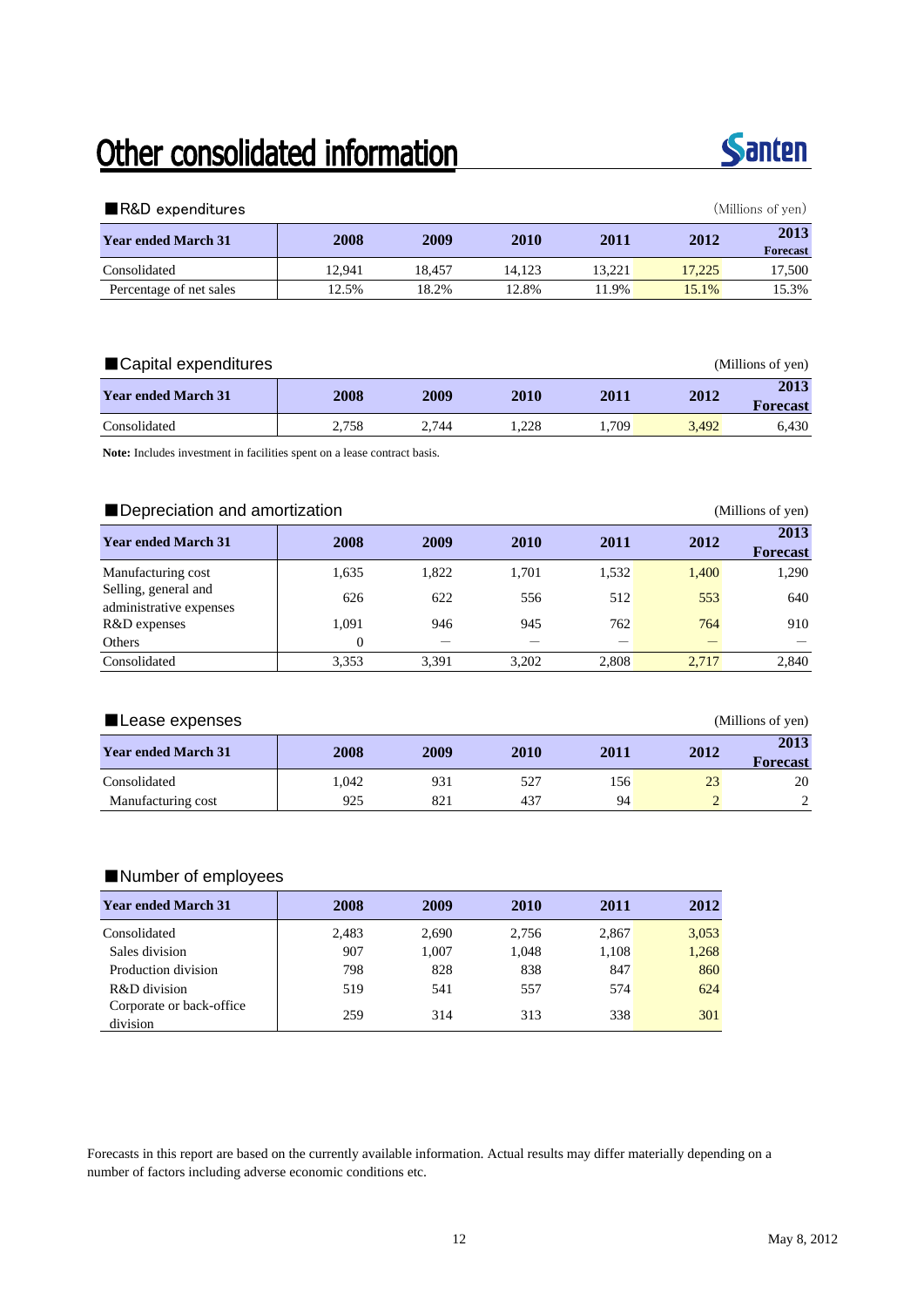# Other consolidated information

## ■R&D expenditures

(Millions of yen)

| Year ended March 31 | 2008 | 2009 | 2010 | 2011 | 2012 | 2013 Forecast |
|---|---|---|---|---|---|---|
| Consolidated | 12,941 | 18,457 | 14,123 | 13,221 | 17,225 | 17,500 |
| Percentage of net sales | 12.5% | 18.2% | 12.8% | 11.9% | 15.1% | 15.3% |

## ■Capital expenditures

(Millions of yen)

| Year ended March 31 | 2008 | 2009 | 2010 | 2011 | 2012 | 2013 Forecast |
|---|---|---|---|---|---|---|
| Consolidated | 2,758 | 2,744 | 1,228 | 1,709 | 3,492 | 6,430 |

**Note:** Includes investment in facilities spent on a lease contract basis.

## ■Depreciation and amortization

(Millions of yen)

| Year ended March 31 | 2008 | 2009 | 2010 | 2011 | 2012 | 2013 Forecast |
|---|---|---|---|---|---|---|
| Manufacturing cost | 1,635 | 1,822 | 1,701 | 1,532 | 1,400 | 1,290 |
| Selling, general and administrative expenses | 626 | 622 | 556 | 512 | 553 | 640 |
| R&D expenses | 1,091 | 946 | 945 | 762 | 764 | 910 |
| Others | 0 | — | — | — | — | — |
| Consolidated | 3,353 | 3,391 | 3,202 | 2,808 | 2,717 | 2,840 |

## ■Lease expenses

(Millions of yen)

| Year ended March 31 | 2008 | 2009 | 2010 | 2011 | 2012 | 2013 Forecast |
|---|---|---|---|---|---|---|
| Consolidated | 1,042 | 931 | 527 | 156 | 23 | 20 |
| Manufacturing cost | 925 | 821 | 437 | 94 | 2 | 2 |

## ■Number of employees

| Year ended March 31 | 2008 | 2009 | 2010 | 2011 | 2012 |
|---|---|---|---|---|---|
| Consolidated | 2,483 | 2,690 | 2,756 | 2,867 | 3,053 |
| Sales division | 907 | 1,007 | 1,048 | 1,108 | 1,268 |
| Production division | 798 | 828 | 838 | 847 | 860 |
| R&D division | 519 | 541 | 557 | 574 | 624 |
| Corporate or back-office division | 259 | 314 | 313 | 338 | 301 |

Forecasts in this report are based on the currently available information. Actual results may differ materially depending on a number of factors including adverse economic conditions etc.

May 8, 2012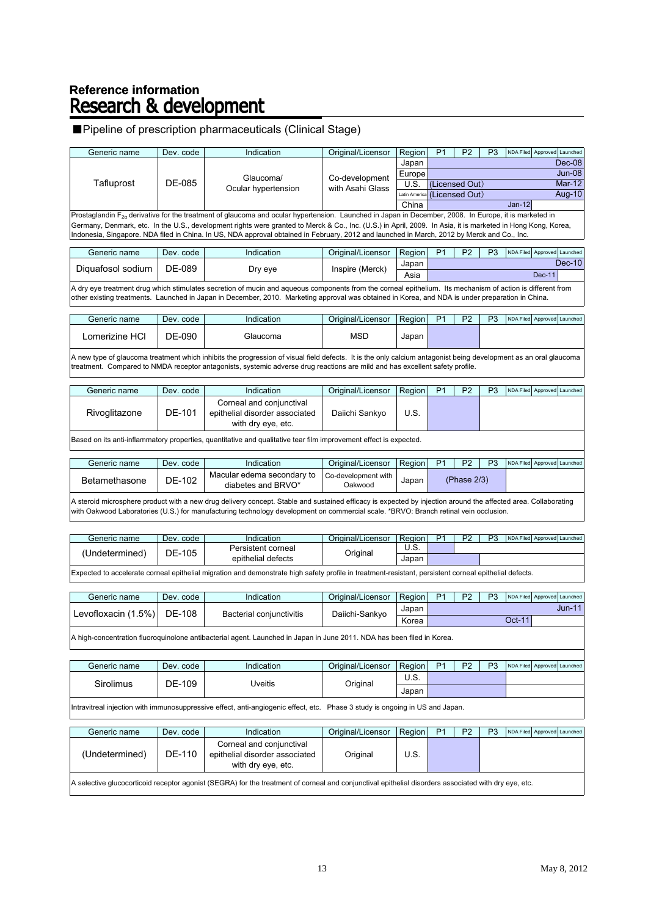**Reference information**

# Research & development

## ■Pipeline of prescription pharmaceuticals (Clinical Stage)

| Generic name | Dev. code | Indication | Original/Licensor | Region | P1 | P2 | P3 | NDA Filed | Approved | Launched |
|---|---|---|---|---|---|---|---|---|---|---|
| Tafluprost | DE-085 | Glaucoma/ Ocular hypertension | Co-development with Asahi Glass | Japan | | | | | | Dec-08 |
| | | | | Europe | | | | | | Jun-08 |
| | | | | U.S. | (Licensed Out) | | | | | Mar-12 |
| | | | | Latin America | (Licensed Out) | | | | | Aug-10 |
| | | | | China | | | | Jan-12 | | |

Prostaglandin $F_{2\alpha}$ derivative for the treatment of glaucoma and ocular hypertension. Launched in Japan in December, 2008. In Europe, it is marketed in Germany, Denmark, etc. In the U.S., development rights were granted to Merck & Co., Inc. (U.S.) in April, 2009. In Asia, it is marketed in Hong Kong, Korea, Indonesia, Singapore. NDA filed in China. In US, NDA approval obtained in February, 2012 and launched in March, 2012 by Merck and Co., Inc.

| Generic name | Dev. code | Indication | Original/Licensor | Region | P1 | P2 | P3 | NDA Filed | Approved | Launched |
|---|---|---|---|---|---|---|---|---|---|---|
| Diquafosol sodium | DE-089 | Dry eye | Inspire (Merck) | Japan | | | | | | Dec-10 |
| | | | | Asia | | | | | Dec-11 | |

A dry eye treatment drug which stimulates secretion of mucin and aqueous components from the corneal epithelium. Its mechanism of action is different from other existing treatments. Launched in Japan in December, 2010. Marketing approval was obtained in Korea, and NDA is under preparation in China.

| Generic name | Dev. code | Indication | Original/Licensor | Region | P1 | P2 | P3 | NDA Filed | Approved | Launched |
|---|---|---|---|---|---|---|---|---|---|---|
| Lomerizine HCl | DE-090 | Glaucoma | MSD | Japan | | | | | | |

A new type of glaucoma treatment which inhibits the progression of visual field defects. It is the only calcium antagonist being development as an oral glaucoma treatment. Compared to NMDA receptor antagonists, systemic adverse drug reactions are mild and has excellent safety profile.

| Generic name | Dev. code | Indication | Original/Licensor | Region | P1 | P2 | P3 | NDA Filed | Approved | Launched |
|---|---|---|---|---|---|---|---|---|---|---|
| Rivoglitazone | DE-101 | Corneal and conjunctival epithelial disorder associated with dry eye, etc. | Daiichi Sankyo | U.S. | | | | | | |

Based on its anti-inflammatory properties, quantitative and qualitative tear film improvement effect is expected.

| Generic name | Dev. code | Indication | Original/Licensor | Region | P1 | P2 | P3 | NDA Filed | Approved | Launched |
|---|---|---|---|---|---|---|---|---|---|---|
| Betamethasone | DE-102 | Macular edema secondary to diabetes and BRVO* | Co-development with Oakwood | Japan | | (Phase 2/3) | | | | |

A steroid microsphere product with a new drug delivery concept. Stable and sustained efficacy is expected by injection around the affected area. Collaborating with Oakwood Laboratories (U.S.) for manufacturing technology development on commercial scale. *BRVO: Branch retinal vein occlusion.

| Generic name | Dev. code | Indication | Original/Licensor | Region | P1 | P2 | P3 | NDA Filed | Approved | Launched |
|---|---|---|---|---|---|---|---|---|---|---|
| (Undetermined) | DE-105 | Persistent corneal epithelial defects | Original | U.S. | | | | | | |
| | | | | Japan | | | | | | |

Expected to accelerate corneal epithelial migration and demonstrate high safety profile in treatment-resistant, persistent corneal epithelial defects.

| Generic name | Dev. code | Indication | Original/Licensor | Region | P1 | P2 | P3 | NDA Filed | Approved | Launched |
|---|---|---|---|---|---|---|---|---|---|---|
| Levofloxacin (1.5%) | DE-108 | Bacterial conjunctivitis | Daiichi-Sankyo | Japan | | | | | | Jun-11 |
| | | | | Korea | | | | Oct-11 | | |

A high-concentration fluoroquinolone antibacterial agent. Launched in Japan in June 2011. NDA has been filed in Korea.

| Generic name | Dev. code | Indication | Original/Licensor | Region | P1 | P2 | P3 | NDA Filed | Approved | Launched |
|---|---|---|---|---|---|---|---|---|---|---|
| Sirolimus | DE-109 | Uveitis | Original | U.S. | | | | | | |
| | | | | Japan | | | | | | |

Intravitreal injection with immunosuppressive effect, anti-angiogenic effect, etc. Phase 3 study is ongoing in US and Japan.

| Generic name | Dev. code | Indication | Original/Licensor | Region | P1 | P2 | P3 | NDA Filed | Approved | Launched |
|---|---|---|---|---|---|---|---|---|---|---|
| (Undetermined) | DE-110 | Corneal and conjunctival epithelial disorder associated with dry eye, etc. | Original | U.S. | | | | | | |

A selective glucocorticoid receptor agonist (SEGRA) for the treatment of corneal and conjunctival epithelial disorders associated with dry eye, etc.

May 8, 2012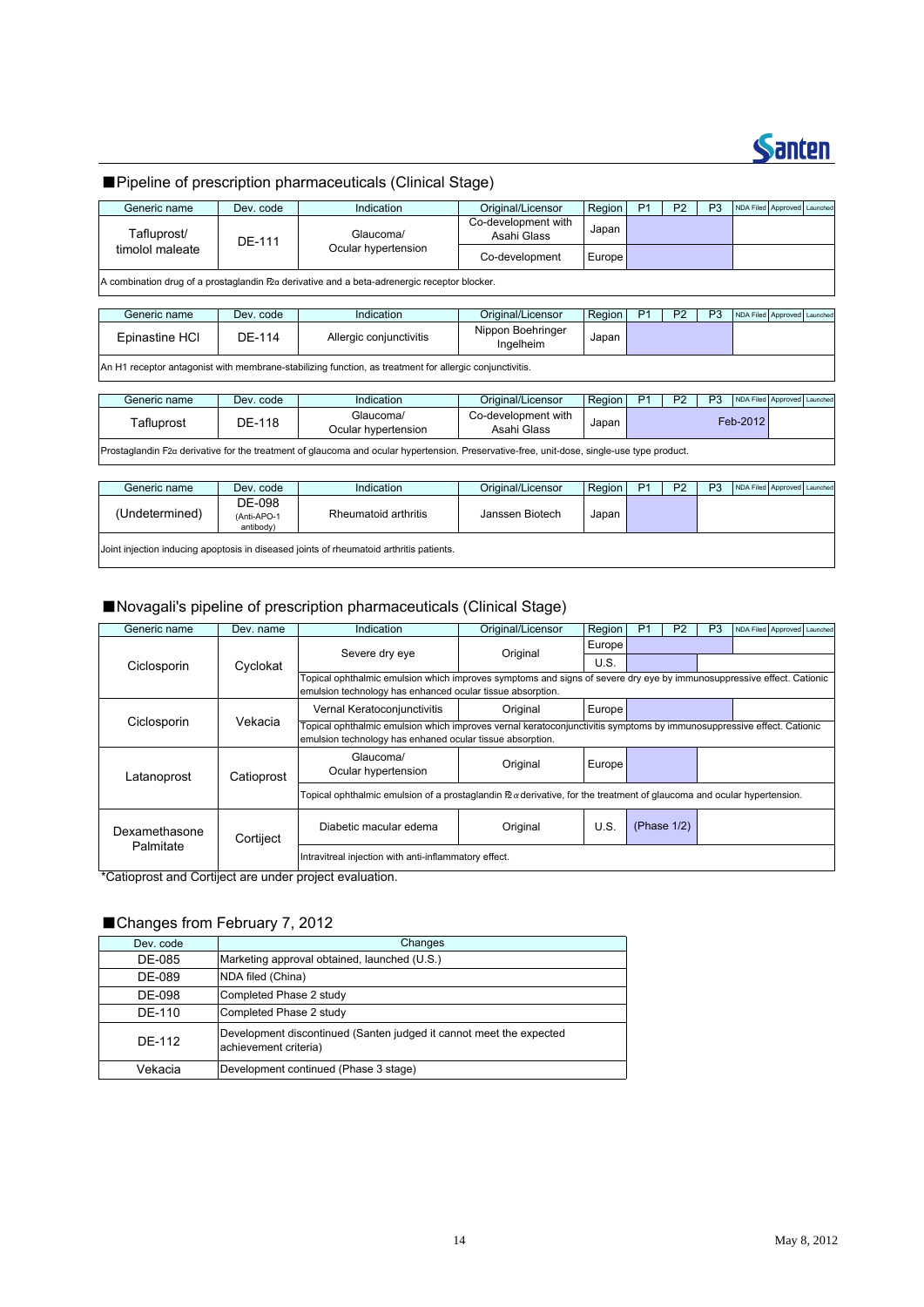## ■Pipeline of prescription pharmaceuticals (Clinical Stage)

| Generic name | Dev. code | Indication | Original/Licensor | Region | P1 | P2 | P3 | NDA Filed | Approved | Launched |
|---|---|---|---|---|---|---|---|---|---|---|
| Tafluprost/ timolol maleate | DE-111 | Glaucoma/ Ocular hypertension | Co-development with Asahi Glass | Japan | | | | | | |
| | | | Co-development | Europe | | | | | | |
| A combination drug of a prostaglandin $F_{2\alpha}$ derivative and a beta-adrenergic receptor blocker. | | | | | | | | | | |

| Generic name | Dev. code | Indication | Original/Licensor | Region | P1 | P2 | P3 | NDA Filed | Approved | Launched |
|---|---|---|---|---|---|---|---|---|---|---|
| Epinastine HCl | DE-114 | Allergic conjunctivitis | Nippon Boehringer Ingelheim | Japan | | | | | | |
| An H1 receptor antagonist with membrane-stabilizing function, as treatment for allergic conjunctivitis. | | | | | | | | | | |

| Generic name | Dev. code | Indication | Original/Licensor | Region | P1 | P2 | P3 | NDA Filed | Approved | Launched |
|---|---|---|---|---|---|---|---|---|---|---|
| Tafluprost | DE-118 | Glaucoma/ Ocular hypertension | Co-development with Asahi Glass | Japan | | | | Feb-2012 | | |
| Prostaglandin $F_{2\alpha}$ derivative for the treatment of glaucoma and ocular hypertension. Preservative-free, unit-dose, single-use type product. | | | | | | | | | | |

| Generic name | Dev. code | Indication | Original/Licensor | Region | P1 | P2 | P3 | NDA Filed | Approved | Launched |
|---|---|---|---|---|---|---|---|---|---|---|
| (Undetermined) | DE-098 (Anti-APO-1 antibody) | Rheumatoid arthritis | Janssen Biotech | Japan | | | | | | |
| Joint injection inducing apoptosis in diseased joints of rheumatoid arthritis patients. | | | | | | | | | | |

## ■Novagali's pipeline of prescription pharmaceuticals (Clinical Stage)

| Generic name | Dev. name | Indication | Original/Licensor | Region | P1 | P2 | P3 | NDA Filed | Approved | Launched |
|---|---|---|---|---|---|---|---|---|---|---|
| Ciclosporin | Cyclokat | Severe dry eye | Original | Europe | | | | | | |
| | | | | U.S. | | | | | | |
| | | Topical ophthalmic emulsion which improves symptoms and signs of severe dry eye by immunosuppressive effect. Cationic emulsion technology has enhanced ocular tissue absorption. | | | | | | | | |
| Ciclosporin | Vekacia | Vernal Keratoconjunctivitis | Original | Europe | | | | | | |
| | | Topical ophthalmic emulsion which improves vernal keratoconjunctivitis symptoms by immunosuppressive effect. Cationic emulsion technology has enhaned ocular tissue absorption. | | | | | | | | |
| Latanoprost | Catioprost | Glaucoma/ Ocular hypertension | Original | Europe | | | | | | |
| | | Topical ophthalmic emulsion of a prostaglandin $F_{2\alpha}$ derivative, for the treatment of glaucoma and ocular hypertension. | | | | | | | | |
| Dexamethasone Palmitate | Cortiject | Diabetic macular edema | Original | U.S. | (Phase 1/2) | | | | | |
| | | Intravitreal injection with anti-inflammatory effect. | | | | | | | | |

*Catioprost and Cortiject are under project evaluation.

## ■Changes from February 7, 2012

| Dev. code | Changes |
|---|---|
| DE-085 | Marketing approval obtained, launched (U.S.) |
| DE-089 | NDA filed (China) |
| DE-098 | Completed Phase 2 study |
| DE-110 | Completed Phase 2 study |
| DE-112 | Development discontinued (Santen judged it cannot meet the expected achievement criteria) |
| Vekacia | Development continued (Phase 3 stage) |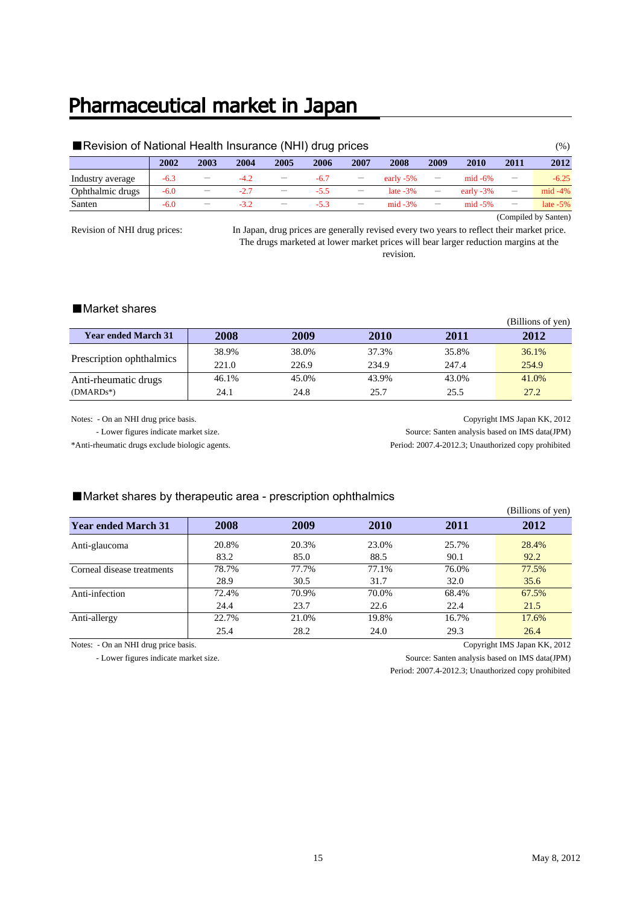# Pharmaceutical market in Japan

## ■Revision of National Health Insurance (NHI) drug prices

(%)

| | 2002 | 2003 | 2004 | 2005 | 2006 | 2007 | 2008 | 2009 | 2010 | 2011 | 2012 |
|---|---|---|---|---|---|---|---|---|---|---|---|
| Industry average | -6.3 | — | -4.2 | — | -6.7 | — | early -5% | — | mid -6% | — | -6.25 |
| Ophthalmic drugs | -6.0 | — | -2.7 | — | -5.5 | — | late -3% | — | early -3% | — | mid -4% |
| Santen | -6.0 | — | -3.2 | — | -5.3 | — | mid -3% | — | mid -5% | — | late -5% |

(Compiled by Santen)

Revision of NHI drug prices: In Japan, drug prices are generally revised every two years to reflect their market price. The drugs marketed at lower market prices will bear larger reduction margins at the revision.

## ■Market shares

(Billions of yen)

| Year ended March 31 | 2008 | 2009 | 2010 | 2011 | 2012 |
|---|---|---|---|---|---|
| Prescription ophthalmics | 38.9% | 38.0% | 37.3% | 35.8% | 36.1% |
| | 221.0 | 226.9 | 234.9 | 247.4 | 254.9 |
| Anti-rheumatic drugs (DMARDs*) | 46.1% | 45.0% | 43.9% | 43.0% | 41.0% |
| | 24.1 | 24.8 | 25.7 | 25.5 | 27.2 |

Notes: - On an NHI drug price basis.
- Lower figures indicate market size.

*Anti-rheumatic drugs exclude biologic agents.

Copyright IMS Japan KK, 2012
Source: Santen analysis based on IMS data(JPM)
Period: 2007.4-2012.3; Unauthorized copy prohibited

## ■Market shares by therapeutic area - prescription ophthalmics

(Billions of yen)

| Year ended March 31 | 2008 | 2009 | 2010 | 2011 | 2012 |
|---|---|---|---|---|---|
| Anti-glaucoma | 20.8% | 20.3% | 23.0% | 25.7% | 28.4% |
| | 83.2 | 85.0 | 88.5 | 90.1 | 92.2 |
| Corneal disease treatments | 78.7% | 77.7% | 77.1% | 76.0% | 77.5% |
| | 28.9 | 30.5 | 31.7 | 32.0 | 35.6 |
| Anti-infection | 72.4% | 70.9% | 70.0% | 68.4% | 67.5% |
| | 24.4 | 23.7 | 22.6 | 22.4 | 21.5 |
| Anti-allergy | 22.7% | 21.0% | 19.8% | 16.7% | 17.6% |
| | 25.4 | 28.2 | 24.0 | 29.3 | 26.4 |

Notes: - On an NHI drug price basis.
- Lower figures indicate market size.

Copyright IMS Japan KK, 2012
Source: Santen analysis based on IMS data(JPM)
Period: 2007.4-2012.3; Unauthorized copy prohibited

May 8, 2012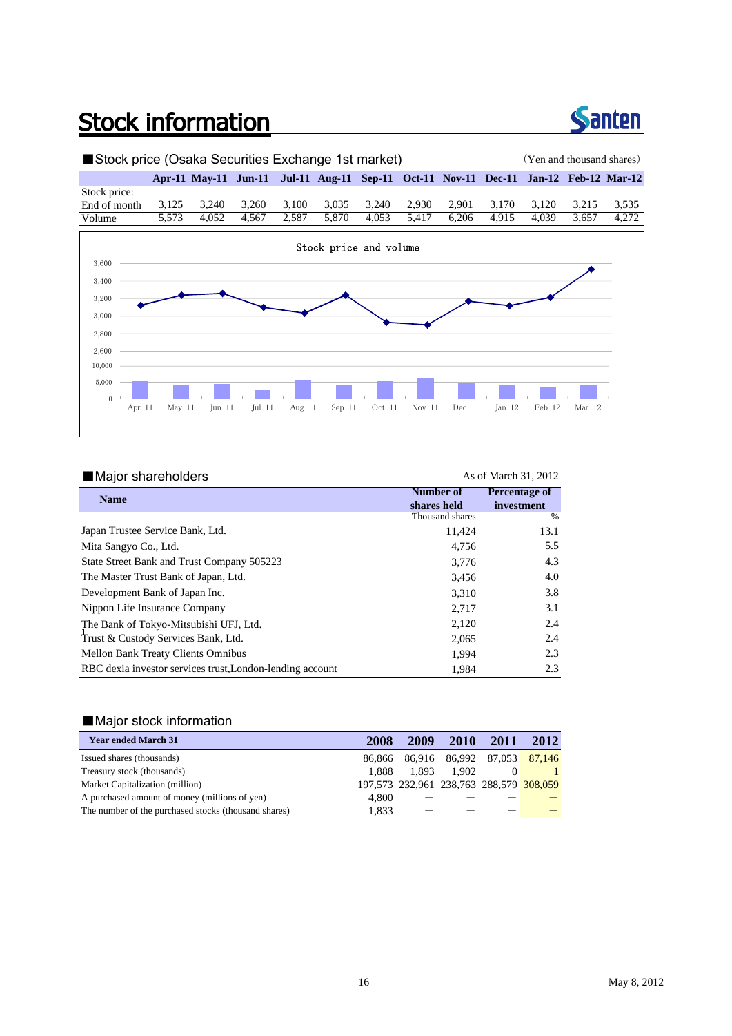# Stock information

## ■Stock price (Osaka Securities Exchange 1st market)

(Yen and thousand shares)

| | Apr-11 | May-11 | Jun-11 | Jul-11 | Aug-11 | Sep-11 | Oct-11 | Nov-11 | Dec-11 | Jan-12 | Feb-12 | Mar-12 |
|---|---|---|---|---|---|---|---|---|---|---|---|---|
| Stock price: End of month | 3,125 | 3,240 | 3,260 | 3,100 | 3,035 | 3,240 | 2,930 | 2,901 | 3,170 | 3,120 | 3,215 | 3,535 |
| Volume | 5,573 | 4,052 | 4,567 | 2,587 | 5,870 | 4,053 | 5,417 | 6,206 | 4,915 | 4,039 | 3,657 | 4,272 |

Stock price and volume

## ■Major shareholders

As of March 31, 2012

| Name | Number of shares held | Percentage of investment |
|---|---|---|
| | Thousand shares | % |
| Japan Trustee Service Bank, Ltd. | 11,424 | 13.1 |
| Mita Sangyo Co., Ltd. | 4,756 | 5.5 |
| State Street Bank and Trust Company 505223 | 3,776 | 4.3 |
| The Master Trust Bank of Japan, Ltd. | 3,456 | 4.0 |
| Development Bank of Japan Inc. | 3,310 | 3.8 |
| Nippon Life Insurance Company | 2,717 | 3.1 |
| The Bank of Tokyo-Mitsubishi UFJ, Ltd. | 2,120 | 2.4 |
| Trust & Custody Services Bank, Ltd. | 2,065 | 2.4 |
| Mellon Bank Treaty Clients Omnibus | 1,994 | 2.3 |
| RBC dexia investor services trust,London-lending account | 1,984 | 2.3 |

## ■Major stock information

| Year ended March 31 | 2008 | 2009 | 2010 | 2011 | 2012 |
|---|---|---|---|---|---|
| Issued shares (thousands) | 86,866 | 86,916 | 86,992 | 87,053 | 87,146 |
| Treasury stock (thousands) | 1,888 | 1,893 | 1,902 | 0 | 1 |
| Market Capitalization (million) | 197,573 | 232,961 | 238,763 | 288,579 | 308,059 |
| A purchased amount of money (millions of yen) | 4,800 | — | — | — | — |
| The number of the purchased stocks (thousand shares) | 1,833 | — | — | — | — |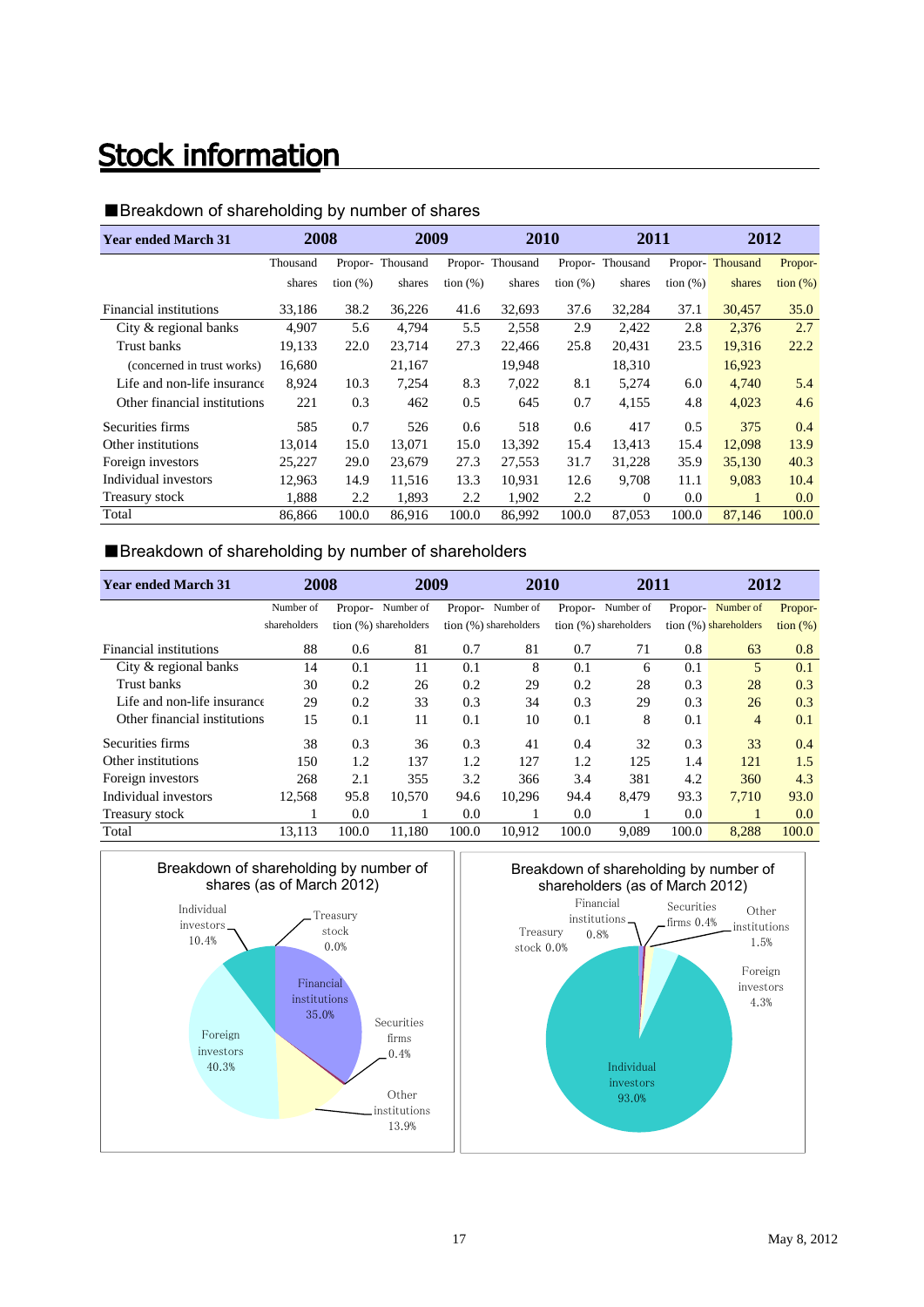# Stock information

■Breakdown of shareholding by number of shares

| Year ended March 31 | 2008 | | 2009 | | 2010 | | 2011 | | 2012 | |
|---|---|---|---|---|---|---|---|---|---|---|
| | Thousand shares | Proportion (%) | Thousand shares | Proportion (%) | Thousand shares | Proportion (%) | Thousand shares | Proportion (%) | Thousand shares | Proportion (%) |
| Financial institutions | 33,186 | 38.2 | 36,226 | 41.6 | 32,693 | 37.6 | 32,284 | 37.1 | 30,457 | 35.0 |
| City & regional banks | 4,907 | 5.6 | 4,794 | 5.5 | 2,558 | 2.9 | 2,422 | 2.8 | 2,376 | 2.7 |
| Trust banks | 19,133 | 22.0 | 23,714 | 27.3 | 22,466 | 25.8 | 20,431 | 23.5 | 19,316 | 22.2 |
| (concerned in trust works) | 16,680 | | 21,167 | | 19,948 | | 18,310 | | 16,923 | |
| Life and non-life insurance | 8,924 | 10.3 | 7,254 | 8.3 | 7,022 | 8.1 | 5,274 | 6.0 | 4,740 | 5.4 |
| Other financial institutions | 221 | 0.3 | 462 | 0.5 | 645 | 0.7 | 4,155 | 4.8 | 4,023 | 4.6 |
| Securities firms | 585 | 0.7 | 526 | 0.6 | 518 | 0.6 | 417 | 0.5 | 375 | 0.4 |
| Other institutions | 13,014 | 15.0 | 13,071 | 15.0 | 13,392 | 15.4 | 13,413 | 15.4 | 12,098 | 13.9 |
| Foreign investors | 25,227 | 29.0 | 23,679 | 27.3 | 27,553 | 31.7 | 31,228 | 35.9 | 35,130 | 40.3 |
| Individual investors | 12,963 | 14.9 | 11,516 | 13.3 | 10,931 | 12.6 | 9,708 | 11.1 | 9,083 | 10.4 |
| Treasury stock | 1,888 | 2.2 | 1,893 | 2.2 | 1,902 | 2.2 | 0 | 0.0 | 1 | 0.0 |
| Total | 86,866 | 100.0 | 86,916 | 100.0 | 86,992 | 100.0 | 87,053 | 100.0 | 87,146 | 100.0 |

■Breakdown of shareholding by number of shareholders

| Year ended March 31 | 2008 | | 2009 | | 2010 | | 2011 | | 2012 | |
|---|---|---|---|---|---|---|---|---|---|---|
| | Number of shareholders | Proportion (%) | Number of shareholders | Proportion (%) | Number of shareholders | Proportion (%) | Number of shareholders | Proportion (%) | Number of shareholders | Proportion (%) |
| Financial institutions | 88 | 0.6 | 81 | 0.7 | 81 | 0.7 | 71 | 0.8 | 63 | 0.8 |
| City & regional banks | 14 | 0.1 | 11 | 0.1 | 8 | 0.1 | 6 | 0.1 | 5 | 0.1 |
| Trust banks | 30 | 0.2 | 26 | 0.2 | 29 | 0.2 | 28 | 0.3 | 28 | 0.3 |
| Life and non-life insurance | 29 | 0.2 | 33 | 0.3 | 34 | 0.3 | 29 | 0.3 | 26 | 0.3 |
| Other financial institutions | 15 | 0.1 | 11 | 0.1 | 10 | 0.1 | 8 | 0.1 | 4 | 0.1 |
| Securities firms | 38 | 0.3 | 36 | 0.3 | 41 | 0.4 | 32 | 0.3 | 33 | 0.4 |
| Other institutions | 150 | 1.2 | 137 | 1.2 | 127 | 1.2 | 125 | 1.4 | 121 | 1.5 |
| Foreign investors | 268 | 2.1 | 355 | 3.2 | 366 | 3.4 | 381 | 4.2 | 360 | 4.3 |
| Individual investors | 12,568 | 95.8 | 10,570 | 94.6 | 10,296 | 94.4 | 8,479 | 93.3 | 7,710 | 93.0 |
| Treasury stock | 1 | 0.0 | 1 | 0.0 | 1 | 0.0 | 1 | 0.0 | 1 | 0.0 |
| Total | 13,113 | 100.0 | 11,180 | 100.0 | 10,912 | 100.0 | 9,089 | 100.0 | 8,288 | 100.0 |

Breakdown of shareholding by number of shares (as of March 2012)

Financial institutions 35.0% · Securities firms 0.4% · Other institutions 13.9% · Foreign investors 40.3% · Individual investors 10.4% · Treasury stock 0.0%

Breakdown of shareholding by number of shareholders (as of March 2012)

Financial institutions 0.8% · Securities firms 0.4% · Other institutions 1.5% · Foreign investors 4.3% · Individual investors 93.0% · Treasury stock 0.0%

May 8, 2012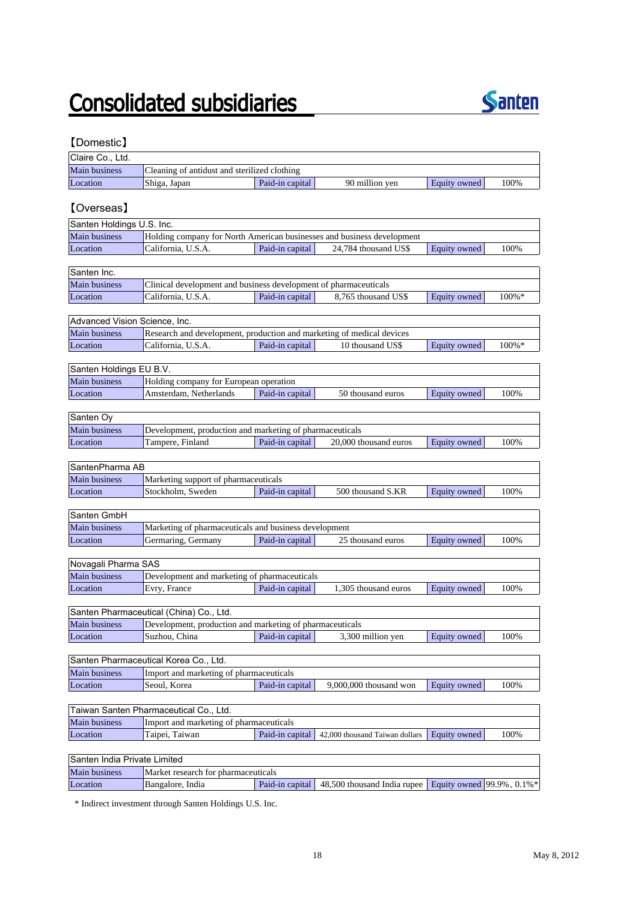# Consolidated subsidiaries

Santen

## 【Domestic】

| Claire Co., Ltd. | | | | | |
|---|---|---|---|---|---|
| Main business | Cleaning of antidust and sterilized clothing | | | | |
| Location | Shiga, Japan | Paid-in capital | 90 million yen | Equity owned | 100% |

## 【Overseas】

| Santen Holdings U.S. Inc. | | | | | |
|---|---|---|---|---|---|
| Main business | Holding company for North American businesses and business development | | | | |
| Location | California, U.S.A. | Paid-in capital | 24,784 thousand US$ | Equity owned | 100% |

| Santen Inc. | | | | | |
|---|---|---|---|---|---|
| Main business | Clinical development and business development of pharmaceuticals | | | | |
| Location | California, U.S.A. | Paid-in capital | 8,765 thousand US$ | Equity owned | 100%* |

| Advanced Vision Science, Inc. | | | | | |
|---|---|---|---|---|---|
| Main business | Research and development, production and marketing of medical devices | | | | |
| Location | California, U.S.A. | Paid-in capital | 10 thousand US$ | Equity owned | 100%* |

| Santen Holdings EU B.V. | | | | | |
|---|---|---|---|---|---|
| Main business | Holding company for European operation | | | | |
| Location | Amsterdam, Netherlands | Paid-in capital | 50 thousand euros | Equity owned | 100% |

| Santen Oy | | | | | |
|---|---|---|---|---|---|
| Main business | Development, production and marketing of pharmaceuticals | | | | |
| Location | Tampere, Finland | Paid-in capital | 20,000 thousand euros | Equity owned | 100% |

| SantenPharma AB | | | | | |
|---|---|---|---|---|---|
| Main business | Marketing support of pharmaceuticals | | | | |
| Location | Stockholm, Sweden | Paid-in capital | 500 thousand S.KR | Equity owned | 100% |

| Santen GmbH | | | | | |
|---|---|---|---|---|---|
| Main business | Marketing of pharmaceuticals and business development | | | | |
| Location | Germaring, Germany | Paid-in capital | 25 thousand euros | Equity owned | 100% |

| Novagali Pharma SAS | | | | | |
|---|---|---|---|---|---|
| Main business | Development and marketing of pharmaceuticals | | | | |
| Location | Evry, France | Paid-in capital | 1,305 thousand euros | Equity owned | 100% |

| Santen Pharmaceutical (China) Co., Ltd. | | | | | |
|---|---|---|---|---|---|
| Main business | Development, production and marketing of pharmaceuticals | | | | |
| Location | Suzhou, China | Paid-in capital | 3,300 million yen | Equity owned | 100% |

| Santen Pharmaceutical Korea Co., Ltd. | | | | | |
|---|---|---|---|---|---|
| Main business | Import and marketing of pharmaceuticals | | | | |
| Location | Seoul, Korea | Paid-in capital | 9,000,000 thousand won | Equity owned | 100% |

| Taiwan Santen Pharmaceutical Co., Ltd. | | | | | |
|---|---|---|---|---|---|
| Main business | Import and marketing of pharmaceuticals | | | | |
| Location | Taipei, Taiwan | Paid-in capital | 42,000 thousand Taiwan dollars | Equity owned | 100% |

| Santen India Private Limited | | | | | |
|---|---|---|---|---|---|
| Main business | Market research for pharmaceuticals | | | | |
| Location | Bangalore, India | Paid-in capital | 48,500 thousand India rupee | Equity owned | 99.9%、0.1%* |

* Indirect investment through Santen Holdings U.S. Inc.

May 8, 2012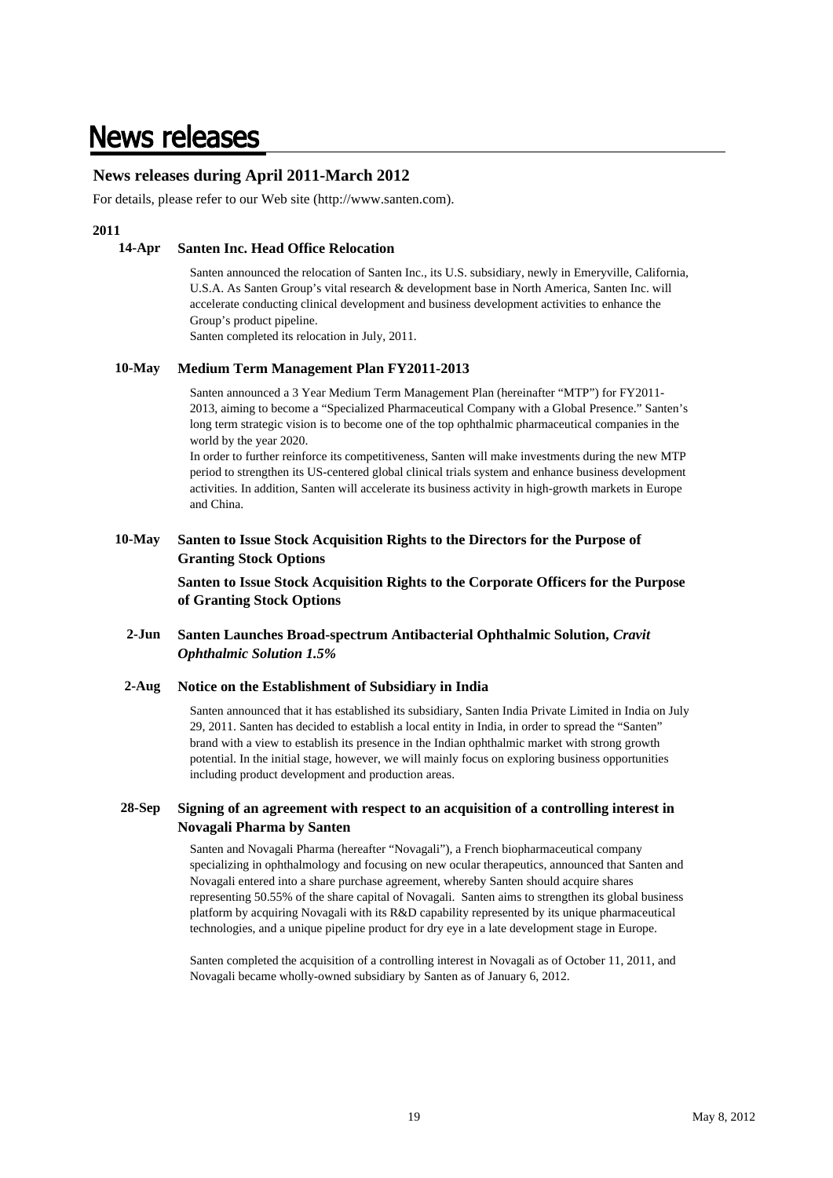# News releases

## News releases during April 2011-March 2012

For details, please refer to our Web site (http://www.santen.com).

**2011**

**14-Apr Santen Inc. Head Office Relocation**

Santen announced the relocation of Santen Inc., its U.S. subsidiary, newly in Emeryville, California, U.S.A. As Santen Group's vital research & development base in North America, Santen Inc. will accelerate conducting clinical development and business development activities to enhance the Group's product pipeline.
Santen completed its relocation in July, 2011.

**10-May Medium Term Management Plan FY2011-2013**

Santen announced a 3 Year Medium Term Management Plan (hereinafter "MTP") for FY2011-2013, aiming to become a "Specialized Pharmaceutical Company with a Global Presence." Santen's long term strategic vision is to become one of the top ophthalmic pharmaceutical companies in the world by the year 2020.
In order to further reinforce its competitiveness, Santen will make investments during the new MTP period to strengthen its US-centered global clinical trials system and enhance business development activities. In addition, Santen will accelerate its business activity in high-growth markets in Europe and China.

**10-May Santen to Issue Stock Acquisition Rights to the Directors for the Purpose of Granting Stock Options**

**Santen to Issue Stock Acquisition Rights to the Corporate Officers for the Purpose of Granting Stock Options**

**2-Jun Santen Launches Broad-spectrum Antibacterial Ophthalmic Solution, *Cravit Ophthalmic Solution 1.5%***

**2-Aug Notice on the Establishment of Subsidiary in India**

Santen announced that it has established its subsidiary, Santen India Private Limited in India on July 29, 2011. Santen has decided to establish a local entity in India, in order to spread the "Santen" brand with a view to establish its presence in the Indian ophthalmic market with strong growth potential. In the initial stage, however, we will mainly focus on exploring business opportunities including product development and production areas.

**28-Sep Signing of an agreement with respect to an acquisition of a controlling interest in Novagali Pharma by Santen**

Santen and Novagali Pharma (hereafter "Novagali"), a French biopharmaceutical company specializing in ophthalmology and focusing on new ocular therapeutics, announced that Santen and Novagali entered into a share purchase agreement, whereby Santen should acquire shares representing 50.55% of the share capital of Novagali. Santen aims to strengthen its global business platform by acquiring Novagali with its R&D capability represented by its unique pharmaceutical technologies, and a unique pipeline product for dry eye in a late development stage in Europe.

Santen completed the acquisition of a controlling interest in Novagali as of October 11, 2011, and Novagali became wholly-owned subsidiary by Santen as of January 6, 2012.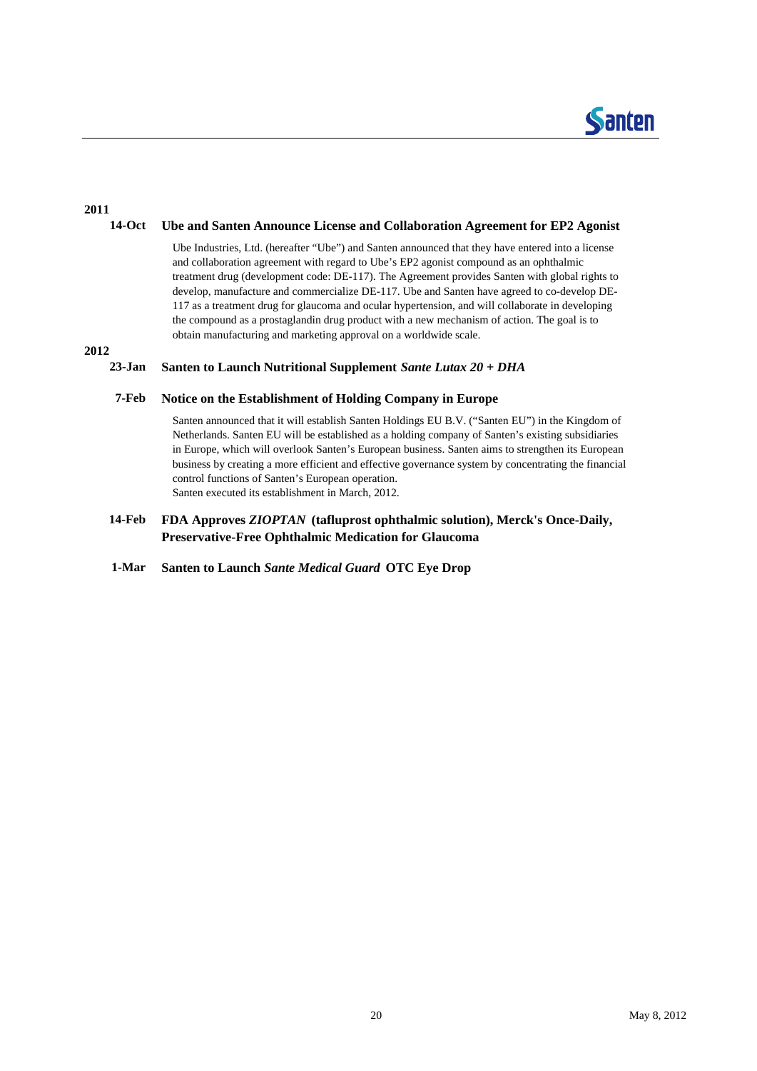**2011**

**14-Oct Ube and Santen Announce License and Collaboration Agreement for EP2 Agonist**

Ube Industries, Ltd. (hereafter "Ube") and Santen announced that they have entered into a license and collaboration agreement with regard to Ube's EP2 agonist compound as an ophthalmic treatment drug (development code: DE-117). The Agreement provides Santen with global rights to develop, manufacture and commercialize DE-117. Ube and Santen have agreed to co-develop DE-117 as a treatment drug for glaucoma and ocular hypertension, and will collaborate in developing the compound as a prostaglandin drug product with a new mechanism of action. The goal is to obtain manufacturing and marketing approval on a worldwide scale.

**2012**

**23-Jan Santen to Launch Nutritional Supplement *Sante Lutax 20 + DHA***

**7-Feb Notice on the Establishment of Holding Company in Europe**

Santen announced that it will establish Santen Holdings EU B.V. ("Santen EU") in the Kingdom of Netherlands. Santen EU will be established as a holding company of Santen's existing subsidiaries in Europe, which will overlook Santen's European business. Santen aims to strengthen its European business by creating a more efficient and effective governance system by concentrating the financial control functions of Santen's European operation.
Santen executed its establishment in March, 2012.

**14-Feb FDA Approves *ZIOPTAN* (tafluprost ophthalmic solution), Merck's Once-Daily, Preservative-Free Ophthalmic Medication for Glaucoma**

**1-Mar Santen to Launch *Sante Medical Guard* OTC Eye Drop**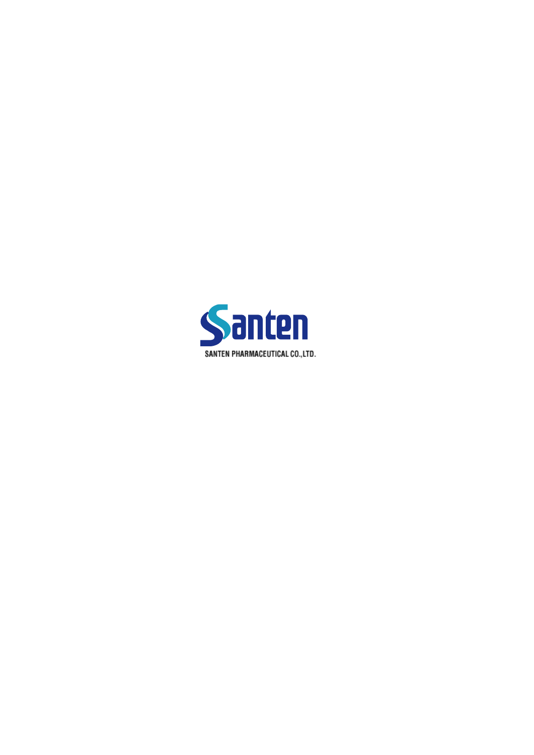Santen

SANTEN PHARMACEUTICAL CO.,LTD.